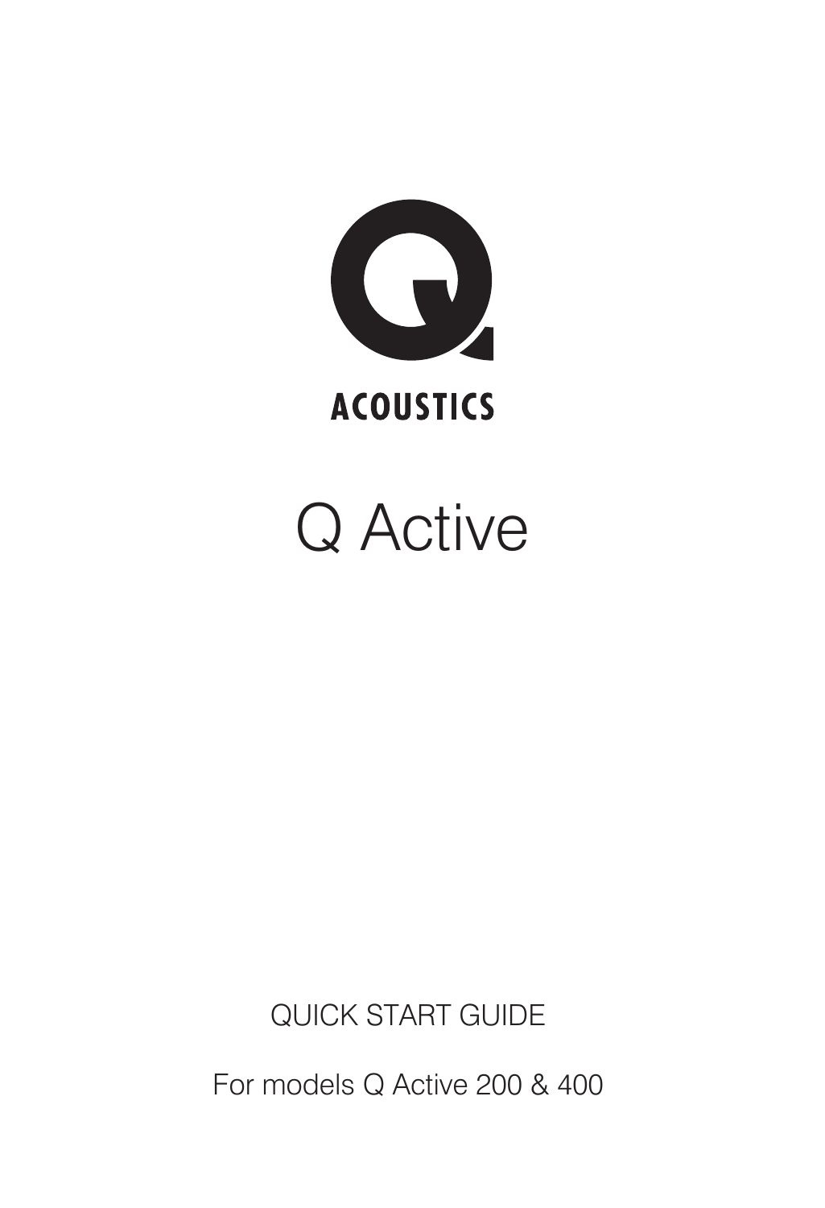ACOUSTICS

# Q Active

QUICK START GUIDE

For models Q Active 200 & 400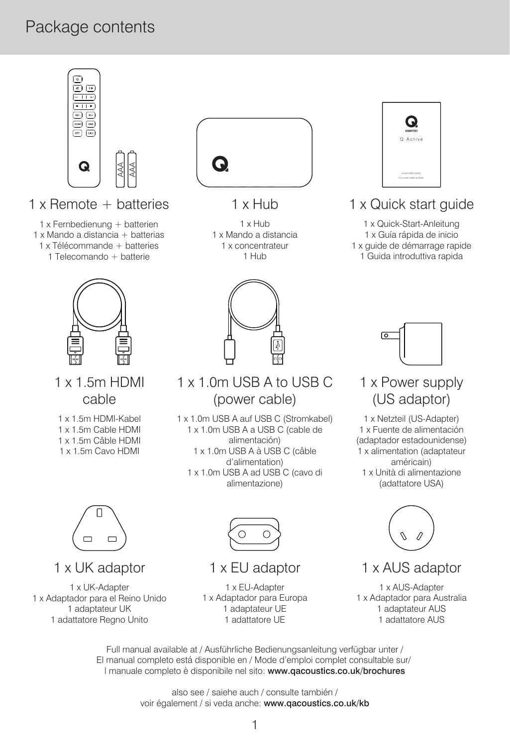# Package contents

## 1 x Remote + batteries

1 x Fernbedienung + batterien
1 x Mando a distancia + batterias
1 x Télécommande + batteries
1 Telecomando + batterie

## 1 x Hub

1 x Hub
1 x Mando a distancia
1 x concentrateur
1 Hub

## 1 x Quick start guide

1 x Quick-Start-Anleitung
1 x Guía rápida de inicio
1 x guide de démarrage rapide
1 Guida introduttiva rapida

## 1 x 1.5m HDMI cable

1 x 1.5m HDMI-Kabel
1 x 1.5m Cable HDMI
1 x 1.5m Câble HDMI
1 x 1.5m Cavo HDMI

## 1 x 1.0m USB A to USB C (power cable)

1 x 1.0m USB A auf USB C (Stromkabel)
1 x 1.0m USB A a USB C (cable de alimentación)
1 x 1.0m USB A à USB C (câble d'alimentation)
1 x 1.0m USB A ad USB C (cavo di alimentazione)

## 1 x Power supply (US adaptor)

1 x Netzteil (US-Adapter)
1 x Fuente de alimentación (adaptador estadounidense)
1 x alimentation (adaptateur américain)
1 x Unità di alimentazione (adattatore USA)

## 1 x UK adaptor

1 x UK-Adapter
1 x Adaptador para el Reino Unido
1 adaptateur UK
1 adattatore Regno Unito

## 1 x EU adaptor

1 x EU-Adapter
1 x Adaptador para Europa
1 adaptateur UE
1 adattatore UE

## 1 x AUS adaptor

1 x AUS-Adapter
1 x Adaptador para Australia
1 adaptateur AUS
1 adattatore AUS

Full manual available at / Ausführliche Bedienungsanleitung verfügbar unter / El manual completo está disponible en / Mode d'emploi complet consultable sur/ I manuale completo è disponibile nel sito: **www.qacoustics.co.uk/brochures**

also see / saiehe auch / consulte también / voir également / si veda anche: **www.qacoustics.co.uk/kb**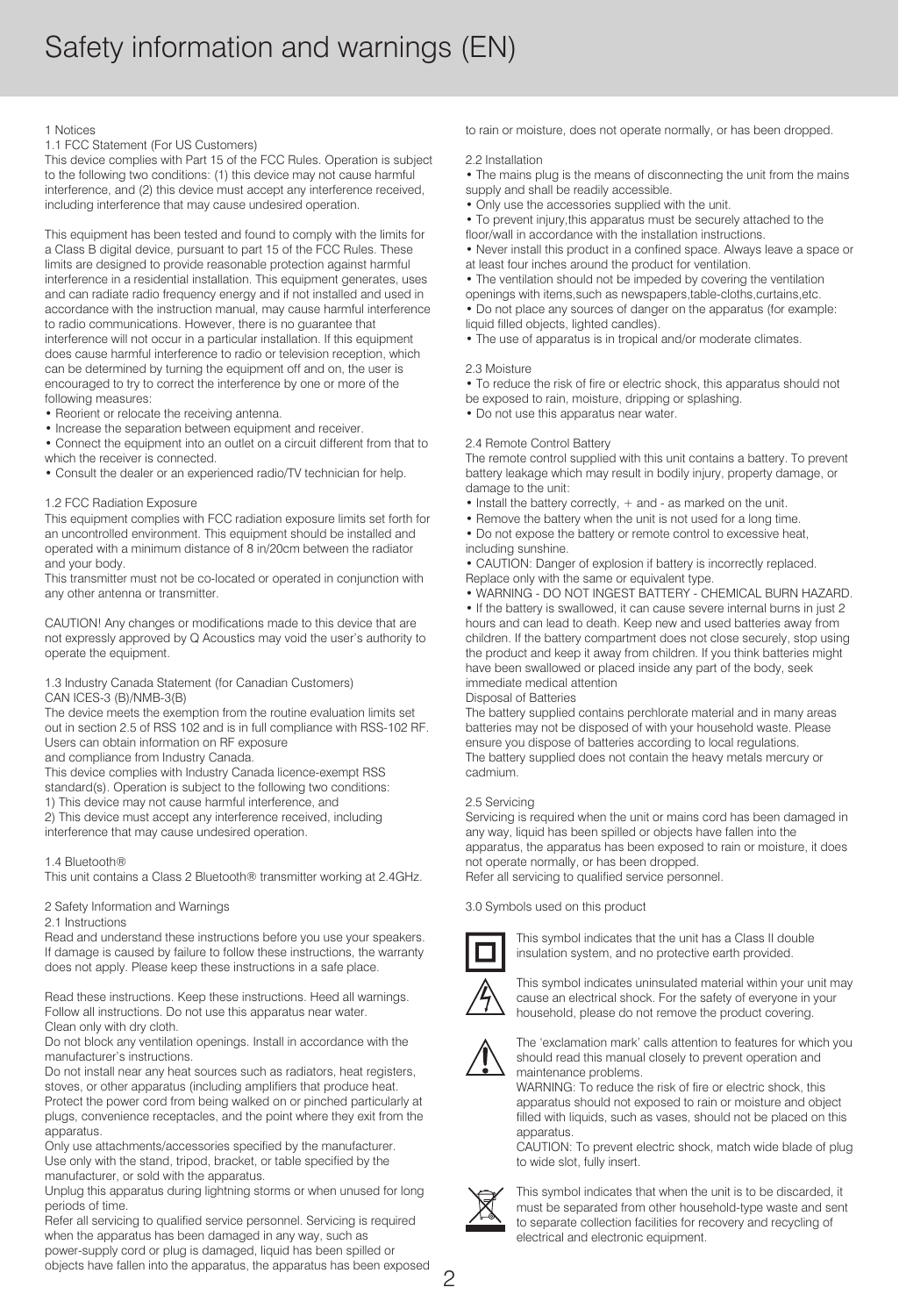# Safety information and warnings (EN)

1 Notices

1.1 FCC Statement (For US Customers)

This device complies with Part 15 of the FCC Rules. Operation is subject to the following two conditions: (1) this device may not cause harmful interference, and (2) this device must accept any interference received, including interference that may cause undesired operation.

This equipment has been tested and found to comply with the limits for a Class B digital device, pursuant to part 15 of the FCC Rules. These limits are designed to provide reasonable protection against harmful interference in a residential installation. This equipment generates, uses and can radiate radio frequency energy and if not installed and used in accordance with the instruction manual, may cause harmful interference to radio communications. However, there is no guarantee that interference will not occur in a particular installation. If this equipment does cause harmful interference to radio or television reception, which can be determined by turning the equipment off and on, the user is encouraged to try to correct the interference by one or more of the following measures:

- Reorient or relocate the receiving antenna.
- Increase the separation between equipment and receiver.
- Connect the equipment into an outlet on a circuit different from that to which the receiver is connected.
- Consult the dealer or an experienced radio/TV technician for help.

1.2 FCC Radiation Exposure

This equipment complies with FCC radiation exposure limits set forth for an uncontrolled environment. This equipment should be installed and operated with a minimum distance of 8 in/20cm between the radiator and your body.

This transmitter must not be co-located or operated in conjunction with any other antenna or transmitter.

CAUTION! Any changes or modifications made to this device that are not expressly approved by Q Acoustics may void the user's authority to operate the equipment.

1.3 Industry Canada Statement (for Canadian Customers)

CAN ICES-3 (B)/NMB-3(B)

The device meets the exemption from the routine evaluation limits set out in section 2.5 of RSS 102 and is in full compliance with RSS-102 RF. Users can obtain information on RF exposure and compliance from Industry Canada.

This device complies with Industry Canada licence-exempt RSS standard(s). Operation is subject to the following two conditions:

1) This device may not cause harmful interference, and
2) This device must accept any interference received, including interference that may cause undesired operation.

1.4 Bluetooth®

This unit contains a Class 2 Bluetooth® transmitter working at 2.4GHz.

2 Safety Information and Warnings

2.1 Instructions

Read and understand these instructions before you use your speakers. If damage is caused by failure to follow these instructions, the warranty does not apply. Please keep these instructions in a safe place.

Read these instructions. Keep these instructions. Heed all warnings. Follow all instructions. Do not use this apparatus near water.

Clean only with dry cloth.

Do not block any ventilation openings. Install in accordance with the manufacturer's instructions.

Do not install near any heat sources such as radiators, heat registers, stoves, or other apparatus (including amplifiers that produce heat.

Protect the power cord from being walked on or pinched particularly at plugs, convenience receptacles, and the point where they exit from the apparatus.

Only use attachments/accessories specified by the manufacturer.

Use only with the stand, tripod, bracket, or table specified by the manufacturer, or sold with the apparatus.

Unplug this apparatus during lightning storms or when unused for long periods of time.

Refer all servicing to qualified service personnel. Servicing is required when the apparatus has been damaged in any way, such as power-supply cord or plug is damaged, liquid has been spilled or objects have fallen into the apparatus, the apparatus has been exposed to rain or moisture, does not operate normally, or has been dropped.

2.2 Installation

- The mains plug is the means of disconnecting the unit from the mains supply and shall be readily accessible.
- Only use the accessories supplied with the unit.
- To prevent injury,this apparatus must be securely attached to the floor/wall in accordance with the installation instructions.
- Never install this product in a confined space. Always leave a space or at least four inches around the product for ventilation.
- The ventilation should not be impeded by covering the ventilation openings with items,such as newspapers,table-cloths,curtains,etc.
- Do not place any sources of danger on the apparatus (for example: liquid filled objects, lighted candles).
- The use of apparatus is in tropical and/or moderate climates.

2.3 Moisture

- To reduce the risk of fire or electric shock, this apparatus should not be exposed to rain, moisture, dripping or splashing.
- Do not use this apparatus near water.

2.4 Remote Control Battery

The remote control supplied with this unit contains a battery. To prevent battery leakage which may result in bodily injury, property damage, or damage to the unit:

- Install the battery correctly, + and - as marked on the unit.
- Remove the battery when the unit is not used for a long time.
- Do not expose the battery or remote control to excessive heat, including sunshine.
- CAUTION: Danger of explosion if battery is incorrectly replaced. Replace only with the same or equivalent type.
- WARNING - DO NOT INGEST BATTERY - CHEMICAL BURN HAZARD.
- If the battery is swallowed, it can cause severe internal burns in just 2 hours and can lead to death. Keep new and used batteries away from children. If the battery compartment does not close securely, stop using the product and keep it away from children. If you think batteries might have been swallowed or placed inside any part of the body, seek immediate medical attention

Disposal of Batteries

The battery supplied contains perchlorate material and in many areas batteries may not be disposed of with your household waste. Please ensure you dispose of batteries according to local regulations.

The battery supplied does not contain the heavy metals mercury or cadmium.

2.5 Servicing

Servicing is required when the unit or mains cord has been damaged in any way, liquid has been spilled or objects have fallen into the apparatus, the apparatus has been exposed to rain or moisture, it does not operate normally, or has been dropped.

Refer all servicing to qualified service personnel.

3.0 Symbols used on this product

This symbol indicates that the unit has a Class II double insulation system, and no protective earth provided.

This symbol indicates uninsulated material within your unit may cause an electrical shock. For the safety of everyone in your household, please do not remove the product covering.

The 'exclamation mark' calls attention to features for which you should read this manual closely to prevent operation and maintenance problems.

WARNING: To reduce the risk of fire or electric shock, this apparatus should not exposed to rain or moisture and object filled with liquids, such as vases, should not be placed on this apparatus.

CAUTION: To prevent electric shock, match wide blade of plug to wide slot, fully insert.

This symbol indicates that when the unit is to be discarded, it must be separated from other household-type waste and sent to separate collection facilities for recovery and recycling of electrical and electronic equipment.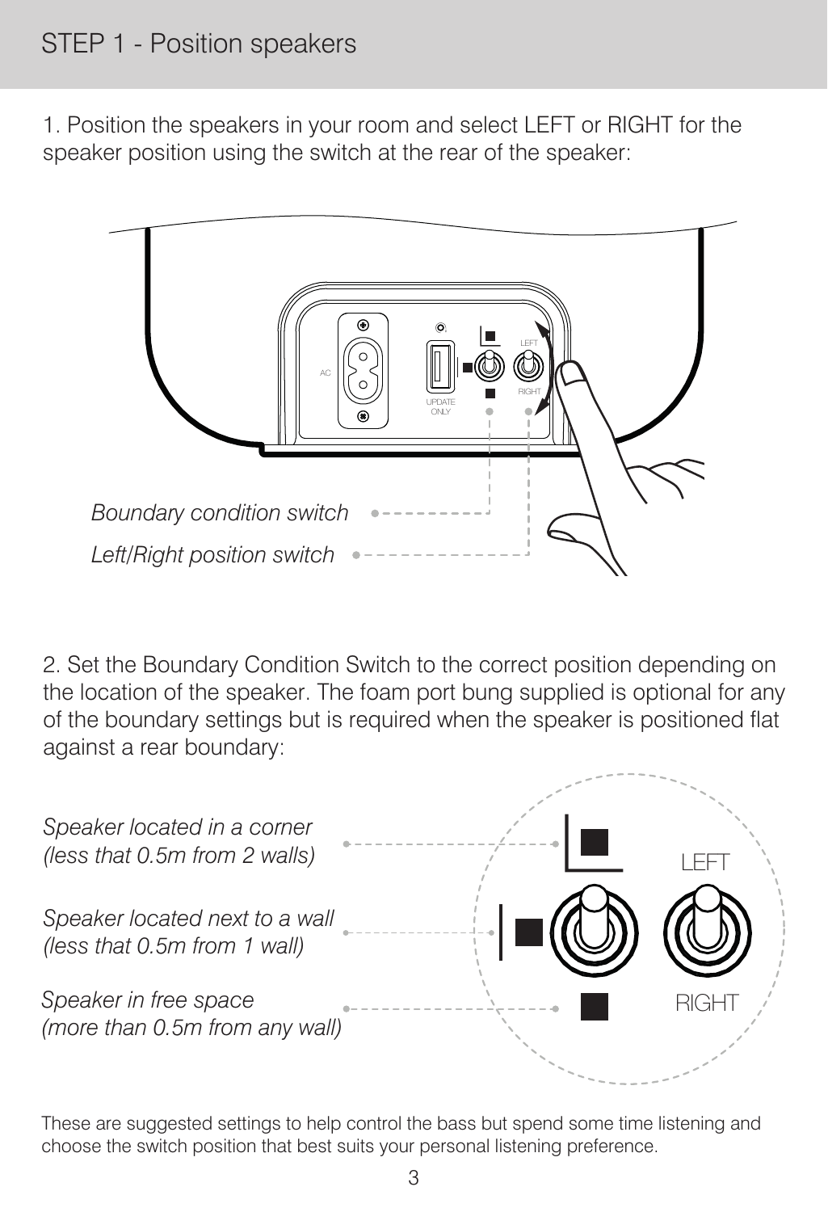## STEP 1 - Position speakers

1. Position the speakers in your room and select LEFT or RIGHT for the speaker position using the switch at the rear of the speaker:

AC

UPDATE ONLY

LEFT

RIGHT

*Boundary condition switch*

*Left/Right position switch*

2. Set the Boundary Condition Switch to the correct position depending on the location of the speaker. The foam port bung supplied is optional for any of the boundary settings but is required when the speaker is positioned flat against a rear boundary:

*Speaker located in a corner (less that 0.5m from 2 walls)*

*Speaker located next to a wall (less that 0.5m from 1 wall)*

*Speaker in free space (more than 0.5m from any wall)*

LEFT

RIGHT

These are suggested settings to help control the bass but spend some time listening and choose the switch position that best suits your personal listening preference.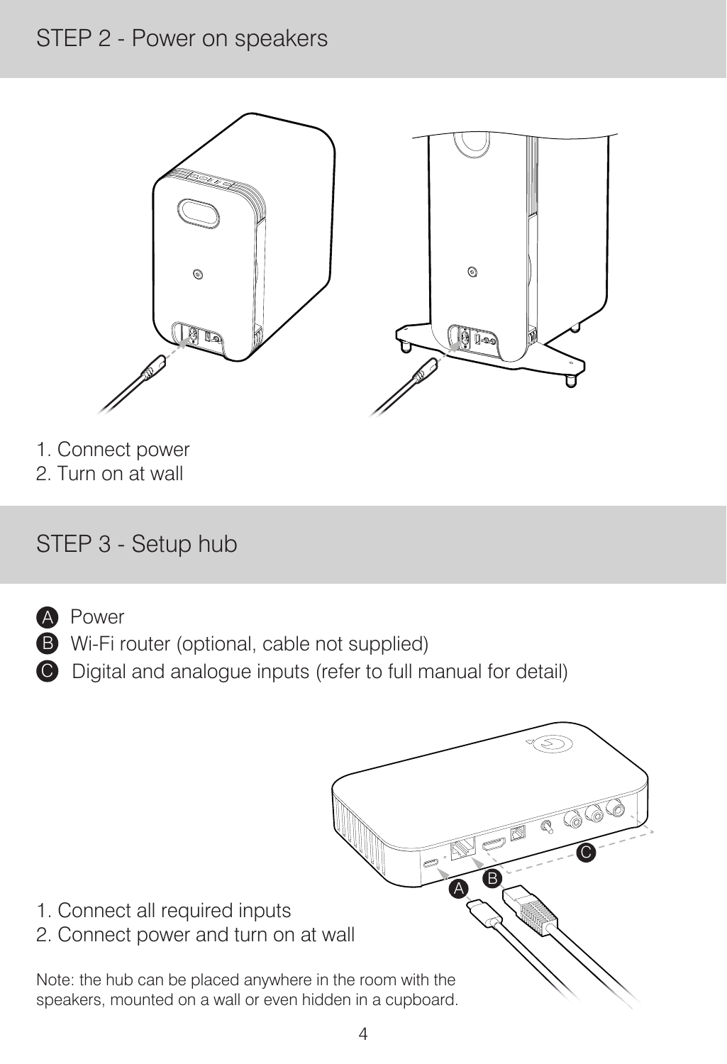## STEP 2 - Power on speakers

1. Connect power
2. Turn on at wall

## STEP 3 - Setup hub

A Power
B Wi-Fi router (optional, cable not supplied)
C Digital and analogue inputs (refer to full manual for detail)

1. Connect all required inputs
2. Connect power and turn on at wall

Note: the hub can be placed anywhere in the room with the speakers, mounted on a wall or even hidden in a cupboard.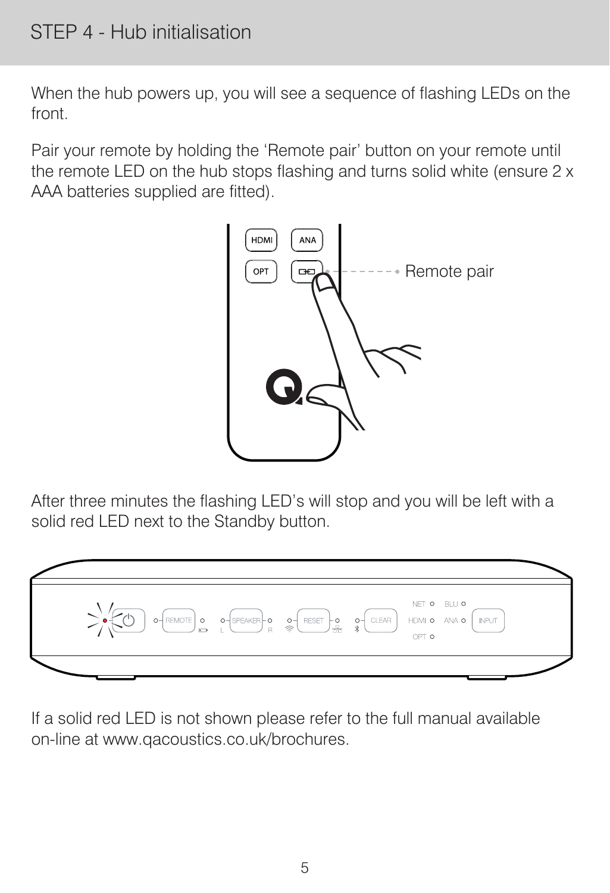# STEP 4 - Hub initialisation

When the hub powers up, you will see a sequence of flashing LEDs on the front.

Pair your remote by holding the 'Remote pair' button on your remote until the remote LED on the hub stops flashing and turns solid white (ensure 2 x AAA batteries supplied are fitted).

After three minutes the flashing LED's will stop and you will be left with a solid red LED next to the Standby button.

If a solid red LED is not shown please refer to the full manual available on-line at www.qacoustics.co.uk/brochures.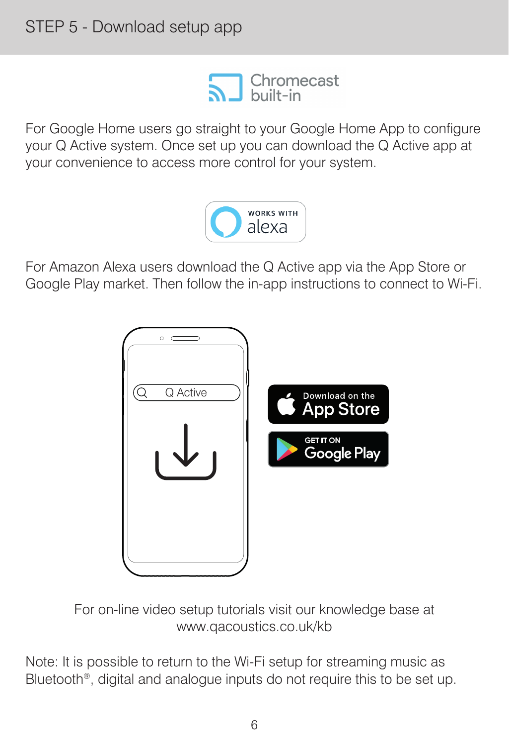# STEP 5 - Download setup app

Chromecast built-in

For Google Home users go straight to your Google Home App to configure your Q Active system. Once set up you can download the Q Active app at your convenience to access more control for your system.

WORKS WITH alexa

For Amazon Alexa users download the Q Active app via the App Store or Google Play market. Then follow the in-app instructions to connect to Wi-Fi.

Q Active

Download on the App Store

GET IT ON Google Play

For on-line video setup tutorials visit our knowledge base at www.qacoustics.co.uk/kb

Note: It is possible to return to the Wi-Fi setup for streaming music as Bluetooth®, digital and analogue inputs do not require this to be set up.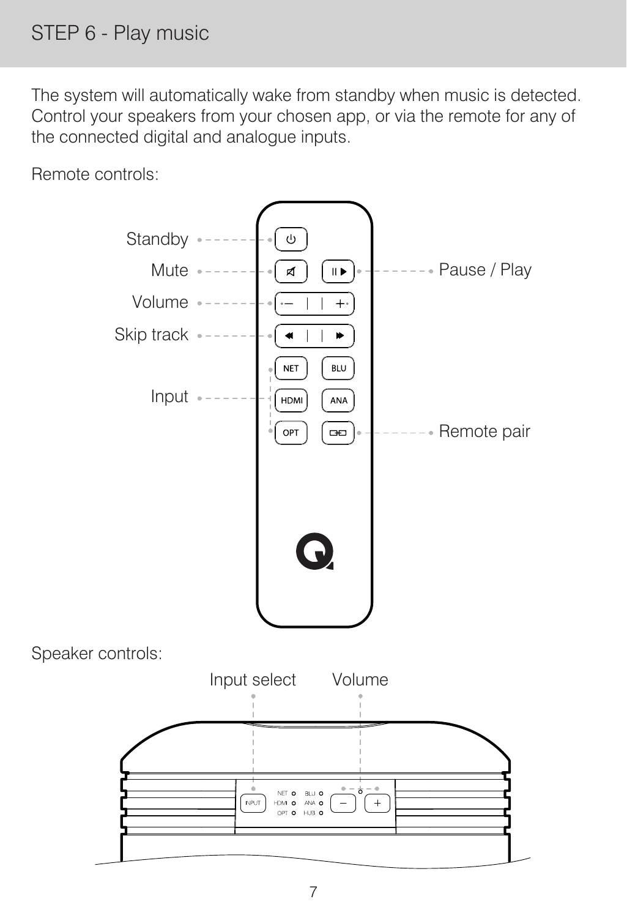# STEP 6 - Play music

The system will automatically wake from standby when music is detected. Control your speakers from your chosen app, or via the remote for any of the connected digital and analogue inputs.

Remote controls:

Standby

Mute

Volume

Skip track

Input

Pause / Play

Remote pair

NET BLU HDMI ANA OPT

Speaker controls:

Input select

Volume

INPUT NET HDMI OPT BLU ANA HUB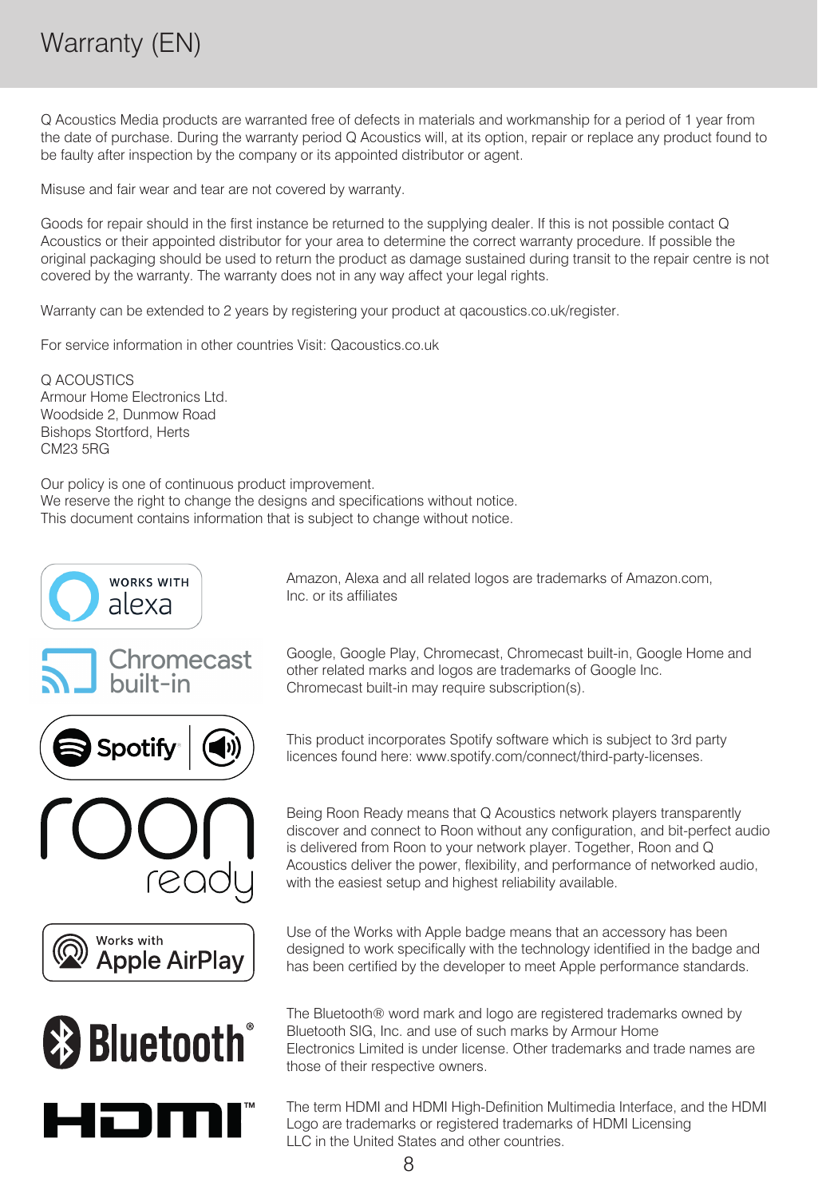# Warranty (EN)

Q Acoustics Media products are warranted free of defects in materials and workmanship for a period of 1 year from the date of purchase. During the warranty period Q Acoustics will, at its option, repair or replace any product found to be faulty after inspection by the company or its appointed distributor or agent.

Misuse and fair wear and tear are not covered by warranty.

Goods for repair should in the first instance be returned to the supplying dealer. If this is not possible contact Q Acoustics or their appointed distributor for your area to determine the correct warranty procedure. If possible the original packaging should be used to return the product as damage sustained during transit to the repair centre is not covered by the warranty. The warranty does not in any way affect your legal rights.

Warranty can be extended to 2 years by registering your product at qacoustics.co.uk/register.

For service information in other countries Visit: Qacoustics.co.uk

Q ACOUSTICS
Armour Home Electronics Ltd.
Woodside 2, Dunmow Road
Bishops Stortford, Herts
CM23 5RG

Our policy is one of continuous product improvement.
We reserve the right to change the designs and specifications without notice.
This document contains information that is subject to change without notice.

WORKS WITH alexa

Amazon, Alexa and all related logos are trademarks of Amazon.com, Inc. or its affiliates

Chromecast built-in

Google, Google Play, Chromecast, Chromecast built-in, Google Home and other related marks and logos are trademarks of Google Inc.
Chromecast built-in may require subscription(s).

Spotify

This product incorporates Spotify software which is subject to 3rd party licences found here: www.spotify.com/connect/third-party-licenses.

roon ready

Being Roon Ready means that Q Acoustics network players transparently discover and connect to Roon without any configuration, and bit-perfect audio is delivered from Roon to your network player. Together, Roon and Q Acoustics deliver the power, flexibility, and performance of networked audio, with the easiest setup and highest reliability available.

Works with Apple AirPlay

Use of the Works with Apple badge means that an accessory has been designed to work specifically with the technology identified in the badge and has been certified by the developer to meet Apple performance standards.

Bluetooth®

The Bluetooth® word mark and logo are registered trademarks owned by Bluetooth SIG, Inc. and use of such marks by Armour Home Electronics Limited is under license. Other trademarks and trade names are those of their respective owners.

HDMI™

The term HDMI and HDMI High-Definition Multimedia Interface, and the HDMI Logo are trademarks or registered trademarks of HDMI Licensing LLC in the United States and other countries.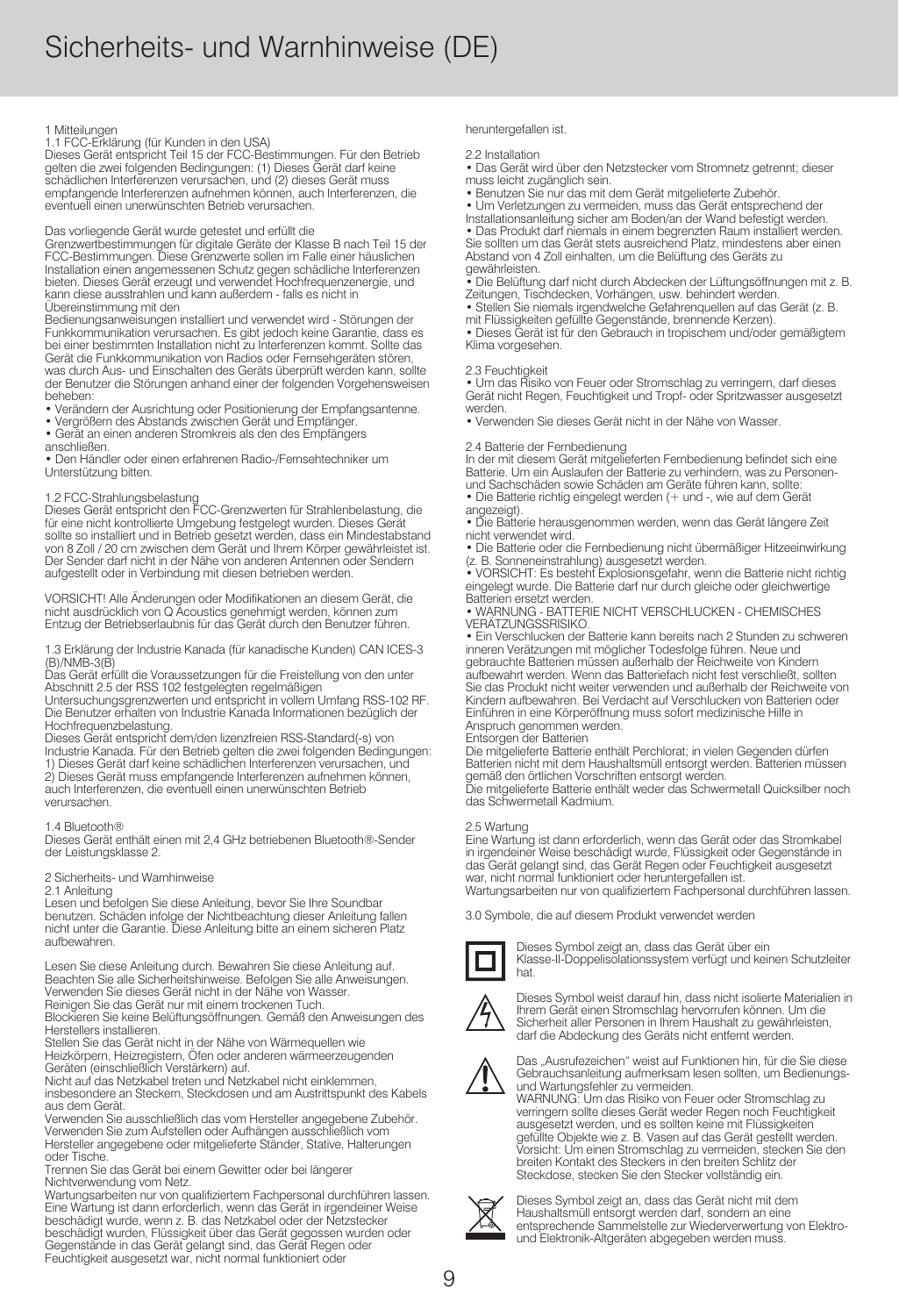# Sicherheits- und Warnhinweise (DE)

1 Mitteilungen
1.1 FCC-Erklärung (für Kunden in den USA)
Dieses Gerät entspricht Teil 15 der FCC-Bestimmungen. Für den Betrieb gelten die zwei folgenden Bedingungen: (1) Dieses Gerät darf keine schädlichen Interferenzen verursachen, und (2) dieses Gerät muss empfangende Interferenzen aufnehmen können, auch Interferenzen, die eventuell einen unerwünschten Betrieb verursachen.

Das vorliegende Gerät wurde getestet und erfüllt die Grenzwertbestimmungen für digitale Geräte der Klasse B nach Teil 15 der FCC-Bestimmungen. Diese Grenzwerte sollen im Falle einer häuslichen Installation einen angemessenen Schutz gegen schädliche Interferenzen bieten. Dieses Gerät erzeugt und verwendet Hochfrequenzenergie, und kann diese ausstrahlen und kann außerdem - falls es nicht in Übereinstimmung mit den Bedienungsanweisungen installiert und verwendet wird - Störungen der Funkkommunikation verursachen. Es gibt jedoch keine Garantie, dass es bei einer bestimmten Installation nicht zu Interferenzen kommt. Sollte das Gerät die Funkkommunikation von Radios oder Fernsehgeräten stören, was durch Aus- und Einschalten des Geräts überprüft werden kann, sollte der Benutzer die Störungen anhand einer der folgenden Vorgehensweisen beheben:

- Verändern der Ausrichtung oder Positionierung der Empfangsantenne.
- Vergrößern des Abstands zwischen Gerät und Empfänger.
- Gerät an einen anderen Stromkreis als den des Empfängers anschließen.
- Den Händler oder einen erfahrenen Radio-/Fernsehtechniker um Unterstützung bitten.

1.2 FCC-Strahlungsbelastung
Dieses Gerät entspricht den FCC-Grenzwerten für Strahlenbelastung, die für eine nicht kontrollierte Umgebung festgelegt wurden. Dieses Gerät sollte so installiert und in Betrieb gesetzt werden, dass ein Mindestabstand von 8 Zoll / 20 cm zwischen dem Gerät und Ihrem Körper gewährleistet ist. Der Sender darf nicht in der Nähe von anderen Antennen oder Sendern aufgestellt oder in Verbindung mit diesen betrieben werden.

VORSICHT! Alle Änderungen oder Modifikationen an diesem Gerät, die nicht ausdrücklich von Q Acoustics genehmigt werden, können zum Entzug der Betriebserlaubnis für das Gerät durch den Benutzer führen.

1.3 Erklärung der Industrie Kanada (für kanadische Kunden) CAN ICES-3 (B)/NMB-3(B)
Das Gerät erfüllt die Voraussetzungen für die Freistellung von den unter Abschnitt 2.5 der RSS 102 festgelegten regelmäßigen Untersuchungsgrenzwerten und entspricht in vollem Umfang RSS-102 RF. Die Benutzer erhalten von Industrie Kanada Informationen bezüglich der Hochfrequenzbelastung.
Dieses Gerät entspricht dem/den lizenzfreien RSS-Standard(-s) von Industrie Kanada. Für den Betrieb gelten die zwei folgenden Bedingungen: 1) Dieses Gerät darf keine schädlichen Interferenzen verursachen, und 2) Dieses Gerät muss empfangende Interferenzen aufnehmen können, auch Interferenzen, die eventuell einen unerwünschten Betrieb verursachen.

1.4 Bluetooth®
Dieses Gerät enthält einen mit 2,4 GHz betriebenen Bluetooth®-Sender der Leistungsklasse 2.

2 Sicherheits- und Warnhinweise
2.1 Anleitung
Lesen und befolgen Sie diese Anleitung, bevor Sie Ihre Soundbar benutzen. Schäden infolge der Nichtbeachtung dieser Anleitung fallen nicht unter die Garantie. Diese Anleitung bitte an einem sicheren Platz aufbewahren.

Lesen Sie diese Anleitung durch. Bewahren Sie diese Anleitung auf. Beachten Sie alle Sicherheitshinweise. Befolgen Sie alle Anweisungen. Verwenden Sie dieses Gerät nicht in der Nähe von Wasser.
Reinigen Sie das Gerät nur mit einem trockenen Tuch.
Blockieren Sie keine Belüftungsöffnungen. Gemäß den Anweisungen des Herstellers installieren.
Stellen Sie das Gerät nicht in der Nähe von Wärmequellen wie Heizkörpern, Heizregistern, Öfen oder anderen wärmeerzeugenden Geräten (einschließlich Verstärkern) auf.
Nicht auf das Netzkabel treten und Netzkabel nicht einklemmen, insbesondere an Steckern, Steckdosen und am Austrittspunkt des Kabels aus dem Gerät.
Verwenden Sie ausschließlich das vom Hersteller angegebene Zubehör.
Verwenden Sie zum Aufstellen oder Aufhängen ausschließlich vom Hersteller angegebene oder mitgelieferte Ständer, Stative, Halterungen oder Tische.
Trennen Sie das Gerät bei einem Gewitter oder bei längerer Nichtverwendung vom Netz.
Wartungsarbeiten nur von qualifiziertem Fachpersonal durchführen lassen. Eine Wartung ist dann erforderlich, wenn das Gerät in irgendeiner Weise beschädigt wurde, wenn z. B. das Netzkabel oder der Netzstecker beschädigt wurden, Flüssigkeit über das Gerät gegossen wurden oder Gegenstände in das Gerät gelangt sind, das Gerät Regen oder Feuchtigkeit ausgesetzt war, nicht normal funktioniert oder heruntergefallen ist.

2.2 Installation
- Das Gerät wird über den Netzstecker vom Stromnetz getrennt; dieser muss leicht zugänglich sein.
- Benutzen Sie nur das mit dem Gerät mitgelieferte Zubehör.
- Um Verletzungen zu vermeiden, muss das Gerät entsprechend der Installationsanleitung sicher am Boden/an der Wand befestigt werden.
- Das Produkt darf niemals in einem begrenzten Raum installiert werden. Sie sollten um das Gerät stets ausreichend Platz, mindestens aber einen Abstand von 4 Zoll einhalten, um die Belüftung des Geräts zu gewährleisten.
- Die Belüftung darf nicht durch Abdecken der Lüftungsöffnungen mit z. B. Zeitungen, Tischdecken, Vorhängen, usw. behindert werden.
- Stellen Sie niemals irgendwelche Gefahrenquellen auf das Gerät (z. B. mit Flüssigkeiten gefüllte Gegenstände, brennende Kerzen).
- Dieses Gerät ist für den Gebrauch in tropischem und/oder gemäßigtem Klima vorgesehen.

2.3 Feuchtigkeit
- Um das Risiko von Feuer oder Stromschlag zu verringern, darf dieses Gerät nicht Regen, Feuchtigkeit und Tropf- oder Spritzwasser ausgesetzt werden.
- Verwenden Sie dieses Gerät nicht in der Nähe von Wasser.

2.4 Batterie der Fernbedienung
In der mit diesem Gerät mitgelieferten Fernbedienung befindet sich eine Batterie. Um ein Auslaufen der Batterie zu verhindern, was zu Personen- und Sachschäden sowie Schäden am Geräte führen kann, sollte:
- Die Batterie richtig eingelegt werden (+ und -, wie auf dem Gerät angezeigt).
- Die Batterie herausgenommen werden, wenn das Gerät längere Zeit nicht verwendet wird.
- Die Batterie oder die Fernbedienung nicht übermäßiger Hitzeeinwirkung (z. B. Sonneneinstrahlung) ausgesetzt werden.
- VORSICHT: Es besteht Explosionsgefahr, wenn die Batterie nicht richtig eingelegt wurde. Die Batterie darf nur durch gleiche oder gleichwertige Batterien ersetzt werden.
- WARNUNG - BATTERIE NICHT VERSCHLUCKEN - CHEMISCHES VERÄTZUNGSSRISIKO.
- Ein Verschlucken der Batterie kann bereits nach 2 Stunden zu schweren inneren Verätzungen mit möglicher Todesfolge führen. Neue und gebrauchte Batterien müssen außerhalb der Reichweite von Kindern aufbewahrt werden. Wenn das Batteriefach nicht fest verschließt, sollten Sie das Produkt nicht weiter verwenden und außerhalb der Reichweite von Kindern aufbewahren. Bei Verdacht auf Verschlucken von Batterien oder Einführen in eine Körperöffnung muss sofort medizinische Hilfe in Anspruch genommen werden.

Entsorgen der Batterien
Die mitgelieferte Batterie enthält Perchlorat; in vielen Gegenden dürfen Batterien nicht mit dem Haushaltsmüll entsorgt werden. Batterien müssen gemäß den örtlichen Vorschriften entsorgt werden.
Die mitgelieferte Batterie enthält weder das Schwermetall Quicksilber noch das Schwermetall Kadmium.

2.5 Wartung
Eine Wartung ist dann erforderlich, wenn das Gerät oder das Stromkabel in irgendeiner Weise beschädigt wurde, Flüssigkeit oder Gegenstände in das Gerät gelangt sind, das Gerät Regen oder Feuchtigkeit ausgesetzt war, nicht normal funktioniert oder heruntergefallen ist.
Wartungsarbeiten nur von qualifiziertem Fachpersonal durchführen lassen.

3.0 Symbole, die auf diesem Produkt verwendet werden

Dieses Symbol zeigt an, dass das Gerät über ein Klasse-II-Doppelisolationssystem verfügt und keinen Schutzleiter hat.

Dieses Symbol weist darauf hin, dass nicht isolierte Materialien in Ihrem Gerät einen Stromschlag hervorrufen können. Um die Sicherheit aller Personen in Ihrem Haushalt zu gewährleisten, darf die Abdeckung des Geräts nicht entfernt werden.

Das „Ausrufezeichen" weist auf Funktionen hin, für die Sie diese Gebrauchsanleitung aufmerksam lesen sollten, um Bedienungs- und Wartungsfehler zu vermeiden.
WARNUNG: Um das Risiko von Feuer oder Stromschlag zu verringern sollte dieses Gerät weder Regen noch Feuchtigkeit ausgesetzt werden, und es sollten keine mit Flüssigkeiten gefüllte Objekte wie z. B. Vasen auf das Gerät gestellt werden. Vorsicht: Um einen Stromschlag zu vermeiden, stecken Sie den breiten Kontakt des Steckers in den breiten Schlitz der Steckdose, stecken Sie den Stecker vollständig ein.

Dieses Symbol zeigt an, dass das Gerät nicht mit dem Haushaltsmüll entsorgt werden darf, sondern an eine entsprechende Sammelstelle zur Wiederverwertung von Elektro- und Elektronik-Altgeräten abgegeben werden muss.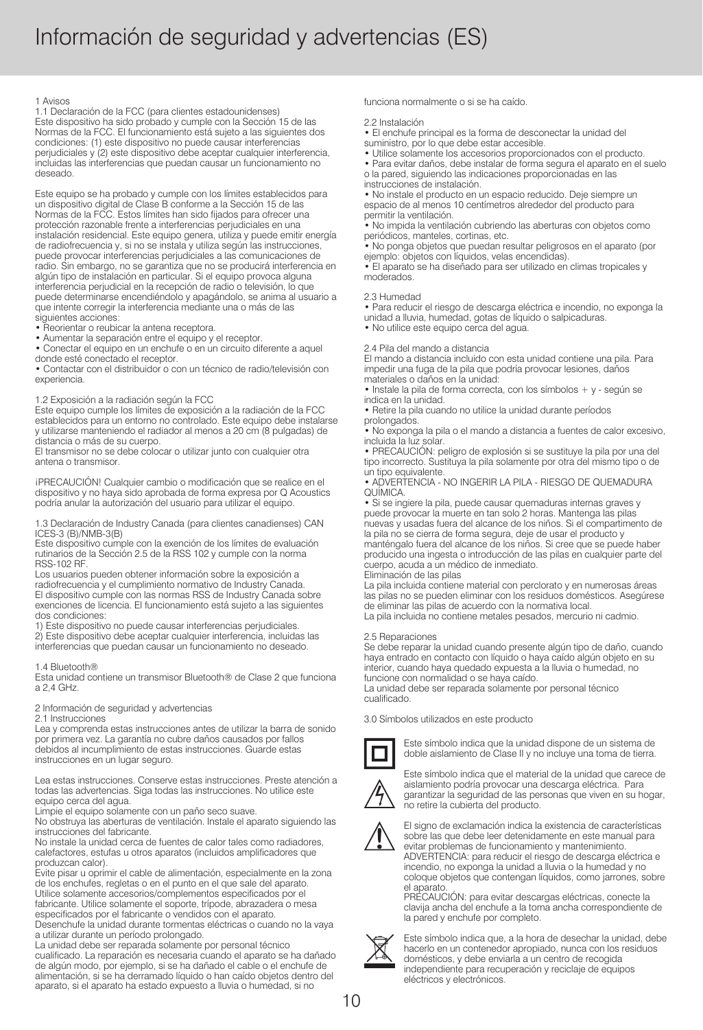# Información de seguridad y advertencias (ES)

1 Avisos

1.1 Declaración de la FCC (para clientes estadounidenses)
Este dispositivo ha sido probado y cumple con la Sección 15 de las Normas de la FCC. El funcionamiento está sujeto a las siguientes dos condiciones: (1) este dispositivo no puede causar interferencias perjudiciales y (2) este dispositivo debe aceptar cualquier interferencia, incluidas las interferencias que puedan causar un funcionamiento no deseado.

Este equipo se ha probado y cumple con los límites establecidos para un dispositivo digital de Clase B conforme a la Sección 15 de las Normas de la FCC. Estos límites han sido fijados para ofrecer una protección razonable frente a interferencias perjudiciales en una instalación residencial. Este equipo genera, utiliza y puede emitir energía de radiofrecuencia y, si no se instala y utiliza según las instrucciones, puede provocar interferencias perjudiciales a las comunicaciones de radio. Sin embargo, no se garantiza que no se producirá interferencia en algún tipo de instalación en particular. Si el equipo provoca alguna interferencia perjudicial en la recepción de radio o televisión, lo que puede determinarse encendiéndolo y apagándolo, se anima al usuario a que intente corregir la interferencia mediante una o más de las siguientes acciones:

- Reorientar o reubicar la antena receptora.
- Aumentar la separación entre el equipo y el receptor.
- Conectar el equipo en un enchufe o en un circuito diferente a aquel donde esté conectado el receptor.
- Contactar con el distribuidor o con un técnico de radio/televisión con experiencia.

1.2 Exposición a la radiación según la FCC
Este equipo cumple los límites de exposición a la radiación de la FCC establecidos para un entorno no controlado. Este equipo debe instalarse y utilizarse manteniendo el radiador al menos a 20 cm (8 pulgadas) de distancia o más de su cuerpo.
El transmisor no se debe colocar o utilizar junto con cualquier otra antena o transmisor.

¡PRECAUCIÓN! Cualquier cambio o modificación que se realice en el dispositivo y no haya sido aprobada de forma expresa por Q Acoustics podría anular la autorización del usuario para utilizar el equipo.

1.3 Declaración de Industry Canada (para clientes canadienses) CAN ICES-3 (B)/NMB-3(B)
Este dispositivo cumple con la exención de los límites de evaluación rutinarios de la Sección 2.5 de la RSS 102 y cumple con la norma RSS-102 RF.
Los usuarios pueden obtener información sobre la exposición a radiofrecuencia y el cumplimiento normativo de Industry Canada.
El dispositivo cumple con las normas RSS de Industry Canada sobre exenciones de licencia. El funcionamiento está sujeto a las siguientes dos condiciones:
1) Este dispositivo no puede causar interferencias perjudiciales.
2) Este dispositivo debe aceptar cualquier interferencia, incluidas las interferencias que puedan causar un funcionamiento no deseado.

1.4 Bluetooth®
Esta unidad contiene un transmisor Bluetooth® de Clase 2 que funciona a 2,4 GHz.

2 Información de seguridad y advertencias

2.1 Instrucciones
Lea y comprenda estas instrucciones antes de utilizar la barra de sonido por primera vez. La garantía no cubre daños causados por fallos debidos al incumplimiento de estas instrucciones. Guarde estas instrucciones en un lugar seguro.

Lea estas instrucciones. Conserve estas instrucciones. Preste atención a todas las advertencias. Siga todas las instrucciones. No utilice este equipo cerca del agua.
Limpie el equipo solamente con un paño seco suave.
No obstruya las aberturas de ventilación. Instale el aparato siguiendo las instrucciones del fabricante.
No instale la unidad cerca de fuentes de calor tales como radiadores, calefactores, estufas u otros aparatos (incluidos amplificadores que produzcan calor).
Evite pisar u oprimir el cable de alimentación, especialmente en la zona de los enchufes, regletas o en el punto en el que sale del aparato.
Utilice solamente accesorios/complementos especificados por el fabricante. Utilice solamente el soporte, trípode, abrazadera o mesa especificados por el fabricante o vendidos con el aparato.
Desenchufe la unidad durante tormentas eléctricas o cuando no la vaya a utilizar durante un período prolongado.
La unidad debe ser reparada solamente por personal técnico cualificado. La reparación es necesaria cuando el aparato se ha dañado de algún modo, por ejemplo, si se ha dañado el cable o el enchufe de alimentación, si se ha derramado líquido o han caído objetos dentro del aparato, si el aparato ha estado expuesto a lluvia o humedad, si no funciona normalmente o si se ha caído.

2.2 Instalación

- El enchufe principal es la forma de desconectar la unidad del suministro, por lo que debe estar accesible.
- Utilice solamente los accesorios proporcionados con el producto.
- Para evitar daños, debe instalar de forma segura el aparato en el suelo o la pared, siguiendo las indicaciones proporcionadas en las instrucciones de instalación.
- No instale el producto en un espacio reducido. Deje siempre un espacio de al menos 10 centímetros alrededor del producto para permitir la ventilación.
- No impida la ventilación cubriendo las aberturas con objetos como periódicos, manteles, cortinas, etc.
- No ponga objetos que puedan resultar peligrosos en el aparato (por ejemplo: objetos con líquidos, velas encendidas).
- El aparato se ha diseñado para ser utilizado en climas tropicales y moderados.

2.3 Humedad

- Para reducir el riesgo de descarga eléctrica e incendio, no exponga la unidad a lluvia, humedad, gotas de líquido o salpicaduras.
- No utilice este equipo cerca del agua.

2.4 Pila del mando a distancia
El mando a distancia incluido con esta unidad contiene una pila. Para impedir una fuga de la pila que podría provocar lesiones, daños materiales o daños en la unidad:

- Instale la pila de forma correcta, con los símbolos + y - según se indica en la unidad.
- Retire la pila cuando no utilice la unidad durante períodos prolongados.
- No exponga la pila o el mando a distancia a fuentes de calor excesivo, incluida la luz solar.
- PRECAUCIÓN: peligro de explosión si se sustituye la pila por una del tipo incorrecto. Sustituya la pila solamente por otra del mismo tipo o de un tipo equivalente.
- ADVERTENCIA - NO INGERIR LA PILA - RIESGO DE QUEMADURA QUÍMICA.
- Si se ingiere la pila, puede causar quemaduras internas graves y puede provocar la muerte en tan solo 2 horas. Mantenga las pilas nuevas y usadas fuera del alcance de los niños. Si el compartimento de la pila no se cierra de forma segura, deje de usar el producto y manténgalo fuera del alcance de los niños. Si cree que se puede haber producido una ingesta o introducción de las pilas en cualquier parte del cuerpo, acuda a un médico de inmediato.

Eliminación de las pilas
La pila incluida contiene material con perclorato y en numerosas áreas las pilas no se pueden eliminar con los residuos domésticos. Asegúrese de eliminar las pilas de acuerdo con la normativa local.
La pila incluida no contiene metales pesados, mercurio ni cadmio.

2.5 Reparaciones
Se debe reparar la unidad cuando presente algún tipo de daño, cuando haya entrado en contacto con líquido o haya caído algún objeto en su interior, cuando haya quedado expuesta a la lluvia o humedad, no funcione con normalidad o se haya caído.
La unidad debe ser reparada solamente por personal técnico cualificado.

3.0 Símbolos utilizados en este producto

Este símbolo indica que la unidad dispone de un sistema de doble aislamiento de Clase II y no incluye una toma de tierra.

Este símbolo indica que el material de la unidad que carece de aislamiento podría provocar una descarga eléctrica. Para garantizar la seguridad de las personas que viven en su hogar, no retire la cubierta del producto.

El signo de exclamación indica la existencia de características sobre las que debe leer detenidamente en este manual para evitar problemas de funcionamiento y mantenimiento.
ADVERTENCIA: para reducir el riesgo de descarga eléctrica e incendio, no exponga la unidad a la lluvia o la humedad y no coloque objetos que contengan líquidos, como jarrones, sobre el aparato.
PRECAUCIÓN: para evitar descargas eléctricas, conecte la clavija ancha del enchufe a la toma ancha correspondiente de la pared y enchufe por completo.

Este símbolo indica que, a la hora de desechar la unidad, debe hacerlo en un contenedor apropiado, nunca con los residuos domésticos, y debe enviarla a un centro de recogida independiente para recuperación y reciclaje de equipos eléctricos y electrónicos.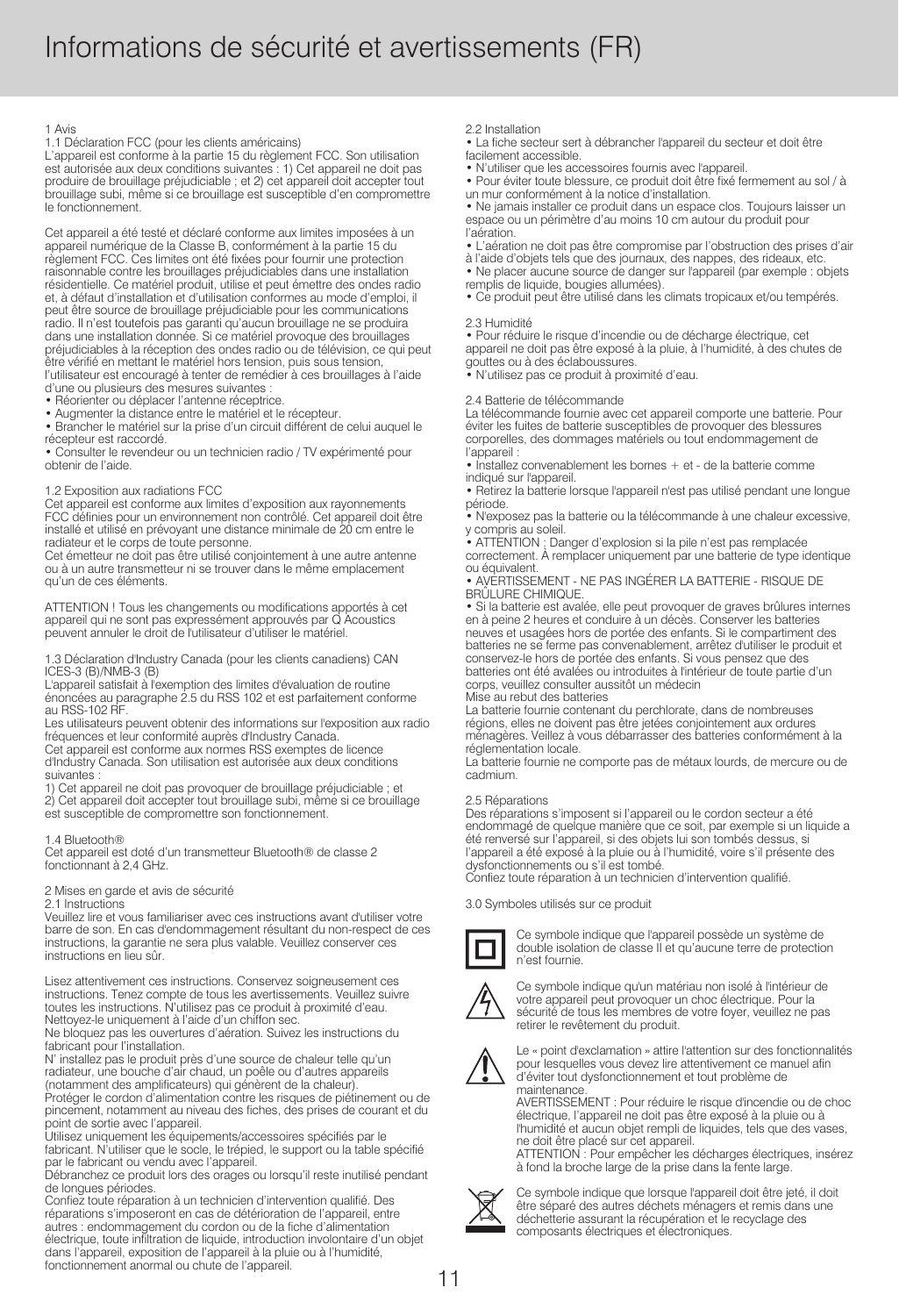# Informations de sécurité et avertissements (FR)

1 Avis

1.1 Déclaration FCC (pour les clients américains)

L'appareil est conforme à la partie 15 du règlement FCC. Son utilisation est autorisée aux deux conditions suivantes : 1) Cet appareil ne doit pas produire de brouillage préjudiciable ; et 2) cet appareil doit accepter tout brouillage subi, même si ce brouillage est susceptible d'en compromettre le fonctionnement.

Cet appareil a été testé et déclaré conforme aux limites imposées à un appareil numérique de la Classe B, conformément à la partie 15 du règlement FCC. Ces limites ont été fixées pour fournir une protection raisonnable contre les brouillages préjudiciables dans une installation résidentielle. Ce matériel produit, utilise et peut émettre des ondes radio et, à défaut d'installation et d'utilisation conformes au mode d'emploi, il peut être source de brouillage préjudiciable pour les communications radio. Il n'est toutefois pas garanti qu'aucun brouillage ne se produira dans une installation donnée. Si ce matériel provoque des brouillages préjudiciables à la réception des ondes radio ou de télévision, ce qui peut être vérifié en mettant le matériel hors tension, puis sous tension, l'utilisateur est encouragé à tenter de remédier à ces brouillages à l'aide d'une ou plusieurs des mesures suivantes :

- Réorienter ou déplacer l'antenne réceptrice.
- Augmenter la distance entre le matériel et le récepteur.
- Brancher le matériel sur la prise d'un circuit différent de celui auquel le récepteur est raccordé.
- Consulter le revendeur ou un technicien radio / TV expérimenté pour obtenir de l'aide.

1.2 Exposition aux radiations FCC

Cet appareil est conforme aux limites d'exposition aux rayonnements FCC définies pour un environnement non contrôlé. Cet appareil doit être installé et utilisé en prévoyant une distance minimale de 20 cm entre le radiateur et le corps de toute personne.

Cet émetteur ne doit pas être utilisé conjointement à une autre antenne ou à un autre transmetteur ni se trouver dans le même emplacement qu'un de ces éléments.

ATTENTION ! Tous les changements ou modifications apportés à cet appareil qui ne sont pas expressément approuvés par Q Acoustics peuvent annuler le droit de l'utilisateur d'utiliser le matériel.

1.3 Déclaration d'Industry Canada (pour les clients canadiens) CAN ICES-3 (B)/NMB-3 (B)

L'appareil satisfait à l'exemption des limites d'évaluation de routine énoncées au paragraphe 2.5 du RSS 102 et est parfaitement conforme au RSS-102 RF.

Les utilisateurs peuvent obtenir des informations sur l'exposition aux radio fréquences et leur conformité auprès d'Industry Canada.

Cet appareil est conforme aux normes RSS exemptes de licence d'Industry Canada. Son utilisation est autorisée aux deux conditions suivantes :

1) Cet appareil ne doit pas provoquer de brouillage préjudiciable ; et
2) Cet appareil doit accepter tout brouillage subi, même si ce brouillage est susceptible de compromettre son fonctionnement.

1.4 Bluetooth®

Cet appareil est doté d'un transmetteur Bluetooth® de classe 2 fonctionnant à 2,4 GHz.

2 Mises en garde et avis de sécurité

2.1 Instructions

Veuillez lire et vous familiariser avec ces instructions avant d'utiliser votre barre de son. En cas d'endommagement résultant du non-respect de ces instructions, la garantie ne sera plus valable. Veuillez conserver ces instructions en lieu sûr.

Lisez attentivement ces instructions. Conservez soigneusement ces instructions. Tenez compte de tous les avertissements. Veuillez suivre toutes les instructions. N'utilisez pas ce produit à proximité d'eau.

Nettoyez-le uniquement à l'aide d'un chiffon sec.

Ne bloquez pas les ouvertures d'aération. Suivez les instructions du fabricant pour l'installation.

N' installez pas le produit près d'une source de chaleur telle qu'un radiateur, une bouche d'air chaud, un poêle ou d'autres appareils (notamment des amplificateurs) qui génèrent de la chaleur).

Protéger le cordon d'alimentation contre les risques de piétinement ou de pincement, notamment au niveau des fiches, des prises de courant et du point de sortie avec l'appareil.

Utilisez uniquement les équipements/accessoires spécifiés par le fabricant. N'utiliser que le socle, le trépied, le support ou la table spécifié par le fabricant ou vendu avec l'appareil.

Débranchez ce produit lors des orages ou lorsqu'il reste inutilisé pendant de longues périodes.

Confiez toute réparation à un technicien d'intervention qualifié. Des réparations s'imposeront en cas de détérioration de l'appareil, entre autres : endommagement du cordon ou de la fiche d'alimentation électrique, toute infiltration de liquide, introduction involontaire d'un objet dans l'appareil, exposition de l'appareil à la pluie ou à l'humidité, fonctionnement anormal ou chute de l'appareil.

2.2 Installation

- La fiche secteur sert à débrancher l'appareil du secteur et doit être facilement accessible.
- N'utiliser que les accessoires fournis avec l'appareil.
- Pour éviter toute blessure, ce produit doit être fixé fermement au sol / à un mur conformément à la notice d'installation.
- Ne jamais installer ce produit dans un espace clos. Toujours laisser un espace ou un périmètre d'au moins 10 cm autour du produit pour l'aération.
- L'aération ne doit pas être compromise par l'obstruction des prises d'air à l'aide d'objets tels que des journaux, des nappes, des rideaux, etc.
- Ne placer aucune source de danger sur l'appareil (par exemple : objets remplis de liquide, bougies allumées).
- Ce produit peut être utilisé dans les climats tropicaux et/ou tempérés.

2.3 Humidité

- Pour réduire le risque d'incendie ou de décharge électrique, cet appareil ne doit pas être exposé à la pluie, à l'humidité, à des chutes de gouttes ou à des éclaboussures.
- N'utilisez pas ce produit à proximité d'eau.

2.4 Batterie de télécommande

La télécommande fournie avec cet appareil comporte une batterie. Pour éviter les fuites de batterie susceptibles de provoquer des blessures corporelles, des dommages matériels ou tout endommagement de l'appareil :

- Installez convenablement les bornes + et - de la batterie comme indiqué sur l'appareil.
- Retirez la batterie lorsque l'appareil n'est pas utilisé pendant une longue période.
- N'exposez pas la batterie ou la télécommande à une chaleur excessive, y compris au soleil.
- ATTENTION : Danger d'explosion si la pile n'est pas remplacée correctement. À remplacer uniquement par une batterie de type identique ou équivalent.
- AVERTISSEMENT - NE PAS INGÉRER LA BATTERIE - RISQUE DE BRÛLURE CHIMIQUE.
- Si la batterie est avalée, elle peut provoquer de graves brûlures internes en à peine 2 heures et conduire à un décès. Conserver les batteries neuves et usagées hors de portée des enfants. Si le compartiment des batteries ne se ferme pas convenablement, arrêtez d'utiliser le produit et conservez-le hors de portée des enfants. Si vous pensez que des batteries ont été avalées ou introduites à l'intérieur de toute partie d'un corps, veuillez consulter aussitôt un médecin

Mise au rebut des batteries

La batterie fournie contenant du perchlorate, dans de nombreuses régions, elles ne doivent pas être jetées conjointement aux ordures ménagères. Veillez à vous débarrasser des batteries conformément à la réglementation locale.

La batterie fournie ne comporte pas de métaux lourds, de mercure ou de cadmium.

2.5 Réparations

Des réparations s'imposent si l'appareil ou le cordon secteur a été endommagé de quelque manière que ce soit, par exemple si un liquide a été renversé sur l'appareil, si des objets lui son tombés dessus, si l'appareil a été exposé à la pluie ou à l'humidité, voire s'il présente des dysfonctionnements ou s'il est tombé.

Confiez toute réparation à un technicien d'intervention qualifié.

3.0 Symboles utilisés sur ce produit

Ce symbole indique que l'appareil possède un système de double isolation de classe II et qu'aucune terre de protection n'est fournie.

Ce symbole indique qu'un matériau non isolé à l'intérieur de votre appareil peut provoquer un choc électrique. Pour la sécurité de tous les membres de votre foyer, veuillez ne pas retirer le revêtement du produit.

Le « point d'exclamation » attire l'attention sur des fonctionnalités pour lesquelles vous devez lire attentivement ce manuel afin d'éviter tout dysfonctionnement et tout problème de maintenance.

AVERTISSEMENT : Pour réduire le risque d'incendie ou de choc électrique, l'appareil ne doit pas être exposé à la pluie ou à l'humidité et aucun objet rempli de liquides, tels que des vases, ne doit être placé sur cet appareil.

ATTENTION : Pour empêcher les décharges électriques, insérez à fond la broche large de la prise dans la fente large.

Ce symbole indique que lorsque l'appareil doit être jeté, il doit être séparé des autres déchets ménagers et remis dans une déchetterie assurant la récupération et le recyclage des composants électriques et électroniques.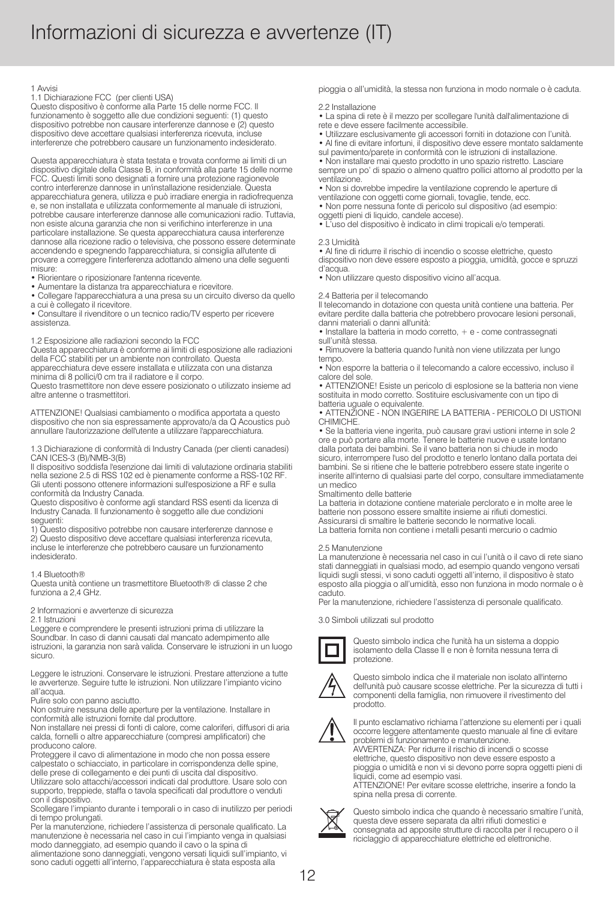# Informazioni di sicurezza e avvertenze (IT)

1 Avvisi

1.1 Dichiarazione FCC (per clienti USA)

Questo dispositivo è conforme alla Parte 15 delle norme FCC. Il funzionamento è soggetto alle due condizioni seguenti: (1) questo dispositivo potrebbe non causare interferenze dannose e (2) questo dispositivo deve accettare qualsiasi interferenza ricevuta, incluse interferenze che potrebbero causare un funzionamento indesiderato.

Questa apparecchiatura è stata testata e trovata conforme ai limiti di un dispositivo digitale della Classe B, in conformità alla parte 15 delle norme FCC. Questi limiti sono designati a fornire una protezione ragionevole contro interferenze dannose in un'installazione residenziale. Questa apparecchiatura genera, utilizza e può irradiare energia in radiofrequenza e, se non installata e utilizzata conformemente al manuale di istruzioni, potrebbe causare interferenze dannose alle comunicazioni radio. Tuttavia, non esiste alcuna garanzia che non si verifichino interferenze in una particolare installazione. Se questa apparecchiatura causa interferenze dannose alla ricezione radio o televisiva, che possono essere determinate accendendo e spegnendo l'apparecchiatura, si consiglia all'utente di provare a correggere l'interferenza adottando almeno una delle seguenti misure:

- Riorientare o riposizionare l'antenna ricevente.
- Aumentare la distanza tra apparecchiatura e ricevitore.
- Collegare l'apparecchiatura a una presa su un circuito diverso da quello a cui è collegato il ricevitore.
- Consultare il rivenditore o un tecnico radio/TV esperto per ricevere assistenza.

1.2 Esposizione alle radiazioni secondo la FCC

Questa apparecchiatura è conforme ai limiti di esposizione alle radiazioni della FCC stabiliti per un ambiente non controllato. Questa apparecchiatura deve essere installata e utilizzata con una distanza minima di 8 pollici/0 cm tra il radiatore e il corpo.

Questo trasmettitore non deve essere posizionato o utilizzato insieme ad altre antenne o trasmettitori.

ATTENZIONE! Qualsiasi cambiamento o modifica apportata a questo dispositivo che non sia espressamente approvato/a da Q Acoustics può annullare l'autorizzazione dell'utente a utilizzare l'apparecchiatura.

1.3 Dichiarazione di conformità di Industry Canada (per clienti canadesi) CAN ICES-3 (B)/NMB-3(B)

Il dispositivo soddisfa l'esenzione dai limiti di valutazione ordinaria stabiliti nella sezione 2.5 di RSS 102 ed è pienamente conforme a RSS-102 RF. Gli utenti possono ottenere informazioni sull'esposizione a RF e sulla conformità da Industry Canada.

Questo dispositivo è conforme agli standard RSS esenti da licenza di Industry Canada. Il funzionamento è soggetto alle due condizioni seguenti:

1) Questo dispositivo potrebbe non causare interferenze dannose e
2) Questo dispositivo deve accettare qualsiasi interferenza ricevuta, incluse le interferenze che potrebbero causare un funzionamento indesiderato.

1.4 Bluetooth®

Questa unità contiene un trasmettitore Bluetooth® di classe 2 che funziona a 2,4 GHz.

2 Informazioni e avvertenze di sicurezza

2.1 Istruzioni

Leggere e comprendere le presenti istruzioni prima di utilizzare la Soundbar. In caso di danni causati dal mancato adempimento alle istruzioni, la garanzia non sarà valida. Conservare le istruzioni in un luogo sicuro.

Leggere le istruzioni. Conservare le istruzioni. Prestare attenzione a tutte le avvertenze. Seguire tutte le istruzioni. Non utilizzare l'impianto vicino all'acqua.

Pulire solo con panno asciutto.

Non ostruire nessuna delle aperture per la ventilazione. Installare in conformità alle istruzioni fornite dal produttore.

Non installare nei pressi di fonti di calore, come caloriferi, diffusori di aria calda, fornelli o altre apparecchiature (compresi amplificatori) che producono calore.

Proteggere il cavo di alimentazione in modo che non possa essere calpestato o schiacciato, in particolare in corrispondenza delle spine, delle prese di collegamento e dei punti di uscita dal dispositivo.

Utilizzare solo attacchi/accessori indicati dal produttore. Usare solo con supporto, treppiede, staffa o tavola specificati dal produttore o venduti con il dispositivo.

Scollegare l'impianto durante i temporali o in caso di inutilizzo per periodi di tempo prolungati.

Per la manutenzione, richiedere l'assistenza di personale qualificato. La manutenzione è necessaria nel caso in cui l'impianto venga in qualsiasi modo danneggiato, ad esempio quando il cavo o la spina di alimentazione sono danneggiati, vengono versati liquidi sull'impianto, vi sono caduti oggetti all'interno, l'apparecchiatura è stata esposta alla pioggia o all'umidità, la stessa non funziona in modo normale o è caduta.

2.2 Installazione

- La spina di rete è il mezzo per scollegare l'unità dall'alimentazione di rete e deve essere facilmente accessibile.
- Utilizzare esclusivamente gli accessori forniti in dotazione con l'unità.
- Al fine di evitare infortuni, il dispositivo deve essere montato saldamente sul pavimento/parete in conformità con le istruzioni di installazione.
- Non installare mai questo prodotto in uno spazio ristretto. Lasciare sempre un po' di spazio o almeno quattro pollici attorno al prodotto per la ventilazione.
- Non si dovrebbe impedire la ventilazione coprendo le aperture di ventilazione con oggetti come giornali, tovaglie, tende, ecc.
- Non porre nessuna fonte di pericolo sul dispositivo (ad esempio: oggetti pieni di liquido, candele accese).
- L'uso del dispositivo è indicato in climi tropicali e/o temperati.

2.3 Umidità

- Al fine di ridurre il rischio di incendio o scosse elettriche, questo dispositivo non deve essere esposto a pioggia, umidità, gocce e spruzzi d'acqua.
- Non utilizzare questo dispositivo vicino all'acqua.

2.4 Batteria per il telecomando

Il telecomando in dotazione con questa unità contiene una batteria. Per evitare perdite dalla batteria che potrebbero provocare lesioni personali, danni materiali o danni all'unità:

- Installare la batteria in modo corretto, + e - come contrassegnati sull'unità stessa.
- Rimuovere la batteria quando l'unità non viene utilizzata per lungo tempo.
- Non esporre la batteria o il telecomando a calore eccessivo, incluso il calore del sole.
- ATTENZIONE! Esiste un pericolo di esplosione se la batteria non viene sostituita in modo corretto. Sostituire esclusivamente con un tipo di batteria uguale o equivalente.
- ATTENZIONE - NON INGERIRE LA BATTERIA - PERICOLO DI USTIONI CHIMICHE.
- Se la batteria viene ingerita, può causare gravi ustioni interne in sole 2 ore e può portare alla morte. Tenere le batterie nuove e usate lontano dalla portata dei bambini. Se il vano batteria non si chiude in modo sicuro, interrompere l'uso del prodotto e tenerlo lontano dalla portata dei bambini. Se si ritiene che le batterie potrebbero essere state ingerite o inserite all'interno di qualsiasi parte del corpo, consultare immediatamente un medico

Smaltimento delle batterie

La batteria in dotazione contiene materiale perclorato e in molte aree le batterie non possono essere smaltite insieme ai rifiuti domestici. Assicurarsi di smaltire le batterie secondo le normative locali.

La batteria fornita non contiene i metalli pesanti mercurio o cadmio

2.5 Manutenzione

La manutenzione è necessaria nel caso in cui l'unità o il cavo di rete siano stati danneggiati in qualsiasi modo, ad esempio quando vengono versati liquidi sugli stessi, vi sono caduti oggetti all'interno, il dispositivo è stato esposto alla pioggia o all'umidità, esso non funziona in modo normale o è caduto.

Per la manutenzione, richiedere l'assistenza di personale qualificato.

3.0 Simboli utilizzati sul prodotto

Questo simbolo indica che l'unità ha un sistema a doppio isolamento della Classe II e non è fornita nessuna terra di protezione.

Questo simbolo indica che il materiale non isolato all'interno dell'unità può causare scosse elettriche. Per la sicurezza di tutti i componenti della famiglia, non rimuovere il rivestimento del prodotto.

Il punto esclamativo richiama l'attenzione su elementi per i quali occorre leggere attentamente questo manuale al fine di evitare problemi di funzionamento e manutenzione.

AVVERTENZA: Per ridurre il rischio di incendi o scosse elettriche, questo dispositivo non deve essere esposto a pioggia o umidità e non vi si devono porre sopra oggetti pieni di liquidi, come ad esempio vasi.

ATTENZIONE! Per evitare scosse elettriche, inserire a fondo la spina nella presa di corrente.

Questo simbolo indica che quando è necessario smaltire l'unità, questa deve essere separata da altri rifiuti domestici e consegnata ad apposite strutture di raccolta per il recupero o il riciclaggio di apparecchiature elettriche ed elettroniche.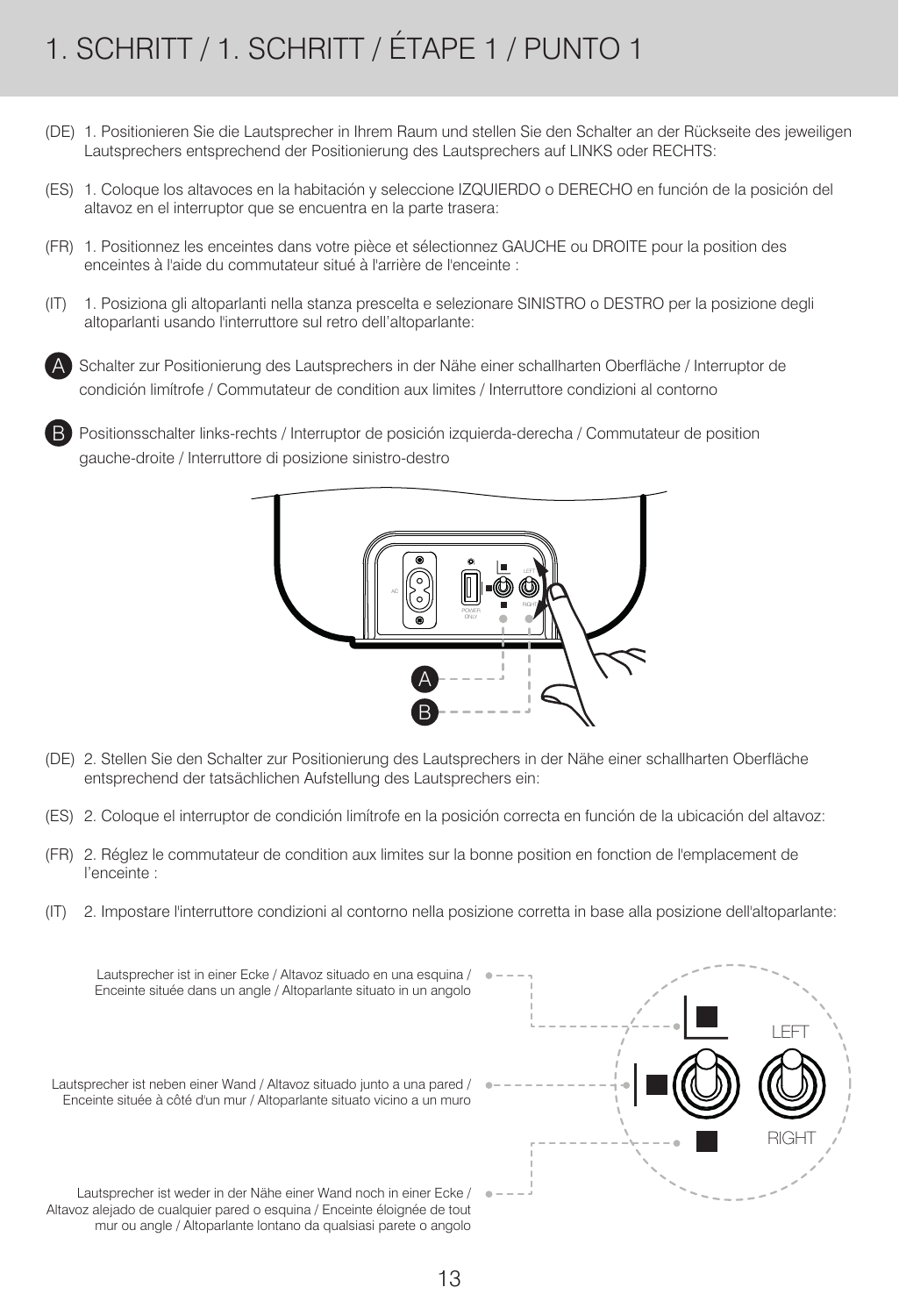# 1. SCHRITT / 1. SCHRITT / ÉTAPE 1 / PUNTO 1

(DE) 1. Positionieren Sie die Lautsprecher in Ihrem Raum und stellen Sie den Schalter an der Rückseite des jeweiligen Lautsprechers entsprechend der Positionierung des Lautsprechers auf LINKS oder RECHTS:

(ES) 1. Coloque los altavoces en la habitación y seleccione IZQUIERDO o DERECHO en función de la posición del altavoz en el interruptor que se encuentra en la parte trasera:

(FR) 1. Positionnez les enceintes dans votre pièce et sélectionnez GAUCHE ou DROITE pour la position des enceintes à l'aide du commutateur situé à l'arrière de l'enceinte :

(IT) 1. Posiziona gli altoparlanti nella stanza prescelta e selezionare SINISTRO o DESTRO per la posizione degli altoparlanti usando l'interruttore sul retro dell'altoparlante:

**A** Schalter zur Positionierung des Lautsprechers in der Nähe einer schallharten Oberfläche / Interruptor de condición limítrofe / Commutateur de condition aux limites / Interruttore condizioni al contorno

**B** Positionsschalter links-rechts / Interruptor de posición izquierda-derecha / Commutateur de position gauche-droite / Interruttore di posizione sinistro-destro

(DE) 2. Stellen Sie den Schalter zur Positionierung des Lautsprechers in der Nähe einer schallharten Oberfläche entsprechend der tatsächlichen Aufstellung des Lautsprechers ein:

(ES) 2. Coloque el interruptor de condición limítrofe en la posición correcta en función de la ubicación del altavoz:

(FR) 2. Réglez le commutateur de condition aux limites sur la bonne position en fonction de l'emplacement de l'enceinte :

(IT) 2. Impostare l'interruttore condizioni al contorno nella posizione corretta in base alla posizione dell'altoparlante:

Lautsprecher ist in einer Ecke / Altavoz situado en una esquina / Enceinte située dans un angle / Altoparlante situato in un angolo

Lautsprecher ist neben einer Wand / Altavoz situado junto a una pared / Enceinte située à côté d'un mur / Altoparlante situato vicino a un muro

Lautsprecher ist weder in der Nähe einer Wand noch in einer Ecke / Altavoz alejado de cualquier pared o esquina / Enceinte éloignée de tout mur ou angle / Altoparlante lontano da qualsiasi parete o angolo

LEFT

RIGHT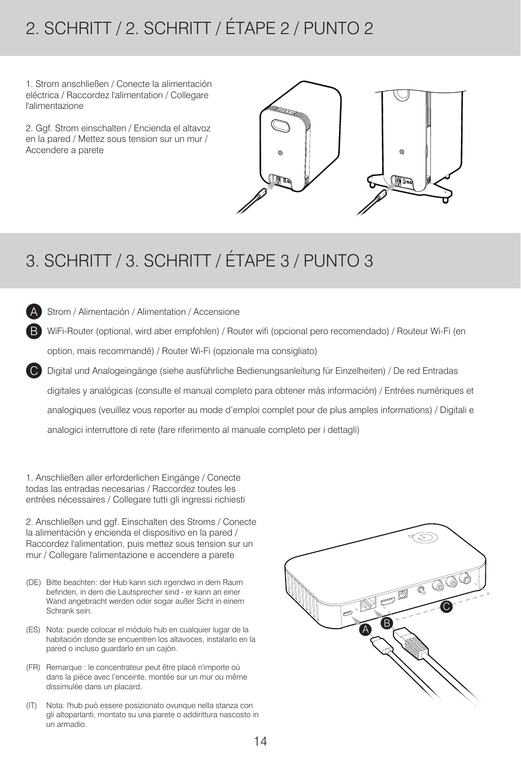## 2. SCHRITT / 2. SCHRITT / ÉTAPE 2 / PUNTO 2

1. Strom anschließen / Conecte la alimentación eléctrica / Raccordez l'alimentation / Collegare l'alimentazione

2. Ggf. Strom einschalten / Encienda el altavoz en la pared / Mettez sous tension sur un mur / Accendere a parete

## 3. SCHRITT / 3. SCHRITT / ÉTAPE 3 / PUNTO 3

- **A** Strom / Alimentación / Alimentation / Accensione
- **B** WiFi-Router (optional, wird aber empfohlen) / Router wifi (opcional pero recomendado) / Routeur Wi-Fi (en option, mais recommandé) / Router Wi-Fi (opzionale ma consigliato)
- **C** Digital und Analogeingänge (siehe ausführliche Bedienungsanleitung für Einzelheiten) / De red Entradas digitales y analógicas (consulte el manual completo para obtener más información) / Entrées numériques et analogiques (veuillez vous reporter au mode d'emploi complet pour de plus amples informations) / Digitali e analogici interruttore di rete (fare riferimento al manuale completo per i dettagli)

1. Anschließen aller erforderlichen Eingänge / Conecte todas las entradas necesarias / Raccordez toutes les entrées nécessaires / Collegare tutti gli ingressi richiesti

2. Anschließen und ggf. Einschalten des Stroms / Conecte la alimentación y encienda el dispositivo en la pared / Raccordez l'alimentation, puis mettez sous tension sur un mur / Collegare l'alimentazione e accendere a parete

(DE) Bitte beachten: der Hub kann sich irgendwo in dem Raum befinden, in dem die Lautsprecher sind - er kann an einer Wand angebracht werden oder sogar außer Sicht in einem Schrank sein.

(ES) Nota: puede colocar el módulo hub en cualquier lugar de la habitación donde se encuentren los altavoces, instalarlo en la pared o incluso guardarlo en un cajón.

(FR) Remarque : le concentrateur peut être placé n'importe où dans la pièce avec l'enceinte, montée sur un mur ou même dissimulée dans un placard.

(IT) Nota: l'hub può essere posizionato ovunque nella stanza con gli altoparlanti, montato su una parete o addirittura nascosto in un armadio.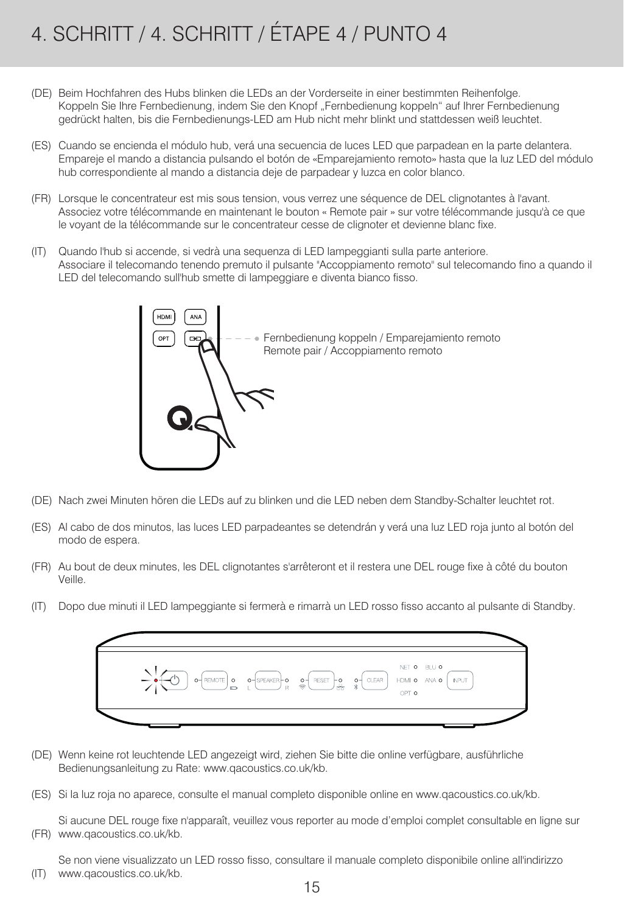# 4. SCHRITT / 4. SCHRITT / ÉTAPE 4 / PUNTO 4

(DE) Beim Hochfahren des Hubs blinken die LEDs an der Vorderseite in einer bestimmten Reihenfolge. Koppeln Sie Ihre Fernbedienung, indem Sie den Knopf „Fernbedienung koppeln“ auf Ihrer Fernbedienung gedrückt halten, bis die Fernbedienungs-LED am Hub nicht mehr blinkt und stattdessen weiß leuchtet.

(ES) Cuando se encienda el módulo hub, verá una secuencia de luces LED que parpadean en la parte delantera. Empareje el mando a distancia pulsando el botón de «Emparejamiento remoto» hasta que la luz LED del módulo hub correspondiente al mando a distancia deje de parpadear y luzca en color blanco.

(FR) Lorsque le concentrateur est mis sous tension, vous verrez une séquence de DEL clignotantes à l'avant. Associez votre télécommande en maintenant le bouton « Remote pair » sur votre télécommande jusqu'à ce que le voyant de la télécommande sur le concentrateur cesse de clignoter et devienne blanc fixe.

(IT) Quando l'hub si accende, si vedrà una sequenza di LED lampeggianti sulla parte anteriore. Associare il telecomando tenendo premuto il pulsante "Accoppiamento remoto" sul telecomando fino a quando il LED del telecomando sull'hub smette di lampeggiare e diventa bianco fisso.

Fernbedienung koppeln / Emparejamiento remoto
Remote pair / Accoppiamento remoto

(DE) Nach zwei Minuten hören die LEDs auf zu blinken und die LED neben dem Standby-Schalter leuchtet rot.

(ES) Al cabo de dos minutos, las luces LED parpadeantes se detendrán y verá una luz LED roja junto al botón del modo de espera.

(FR) Au bout de deux minutes, les DEL clignotantes s'arrêteront et il restera une DEL rouge fixe à côté du bouton Veille.

(IT) Dopo due minuti il LED lampeggiante si fermerà e rimarrà un LED rosso fisso accanto al pulsante di Standby.

(DE) Wenn keine rot leuchtende LED angezeigt wird, ziehen Sie bitte die online verfügbare, ausführliche Bedienungsanleitung zu Rate: www.qacoustics.co.uk/kb.

(ES) Si la luz roja no aparece, consulte el manual completo disponible online en www.qacoustics.co.uk/kb.

(FR) Si aucune DEL rouge fixe n'apparaît, veuillez vous reporter au mode d'emploi complet consultable en ligne sur www.qacoustics.co.uk/kb.

(IT) Se non viene visualizzato un LED rosso fisso, consultare il manuale completo disponibile online all'indirizzo www.qacoustics.co.uk/kb.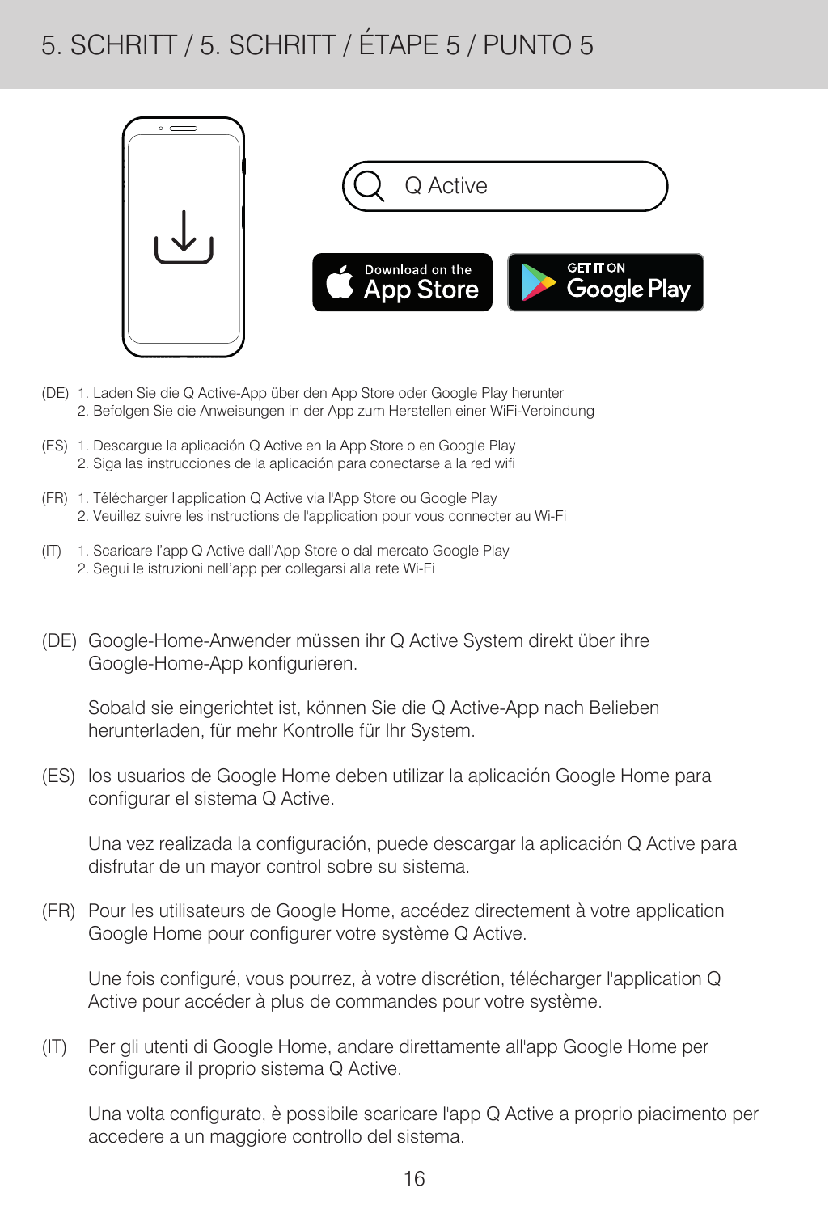# 5. SCHRITT / 5. SCHRITT / ÉTAPE 5 / PUNTO 5

Q Active

Download on the App Store

GET IT ON Google Play

(DE) 1. Laden Sie die Q Active-App über den App Store oder Google Play herunter
2. Befolgen Sie die Anweisungen in der App zum Herstellen einer WiFi-Verbindung

(ES) 1. Descargue la aplicación Q Active en la App Store o en Google Play
2. Siga las instrucciones de la aplicación para conectarse a la red wifi

(FR) 1. Télécharger l'application Q Active via l'App Store ou Google Play
2. Veuillez suivre les instructions de l'application pour vous connecter au Wi-Fi

(IT) 1. Scaricare l'app Q Active dall'App Store o dal mercato Google Play
2. Segui le istruzioni nell'app per collegarsi alla rete Wi-Fi

(DE) Google-Home-Anwender müssen ihr Q Active System direkt über ihre Google-Home-App konfigurieren.

Sobald sie eingerichtet ist, können Sie die Q Active-App nach Belieben herunterladen, für mehr Kontrolle für Ihr System.

(ES) los usuarios de Google Home deben utilizar la aplicación Google Home para configurar el sistema Q Active.

Una vez realizada la configuración, puede descargar la aplicación Q Active para disfrutar de un mayor control sobre su sistema.

(FR) Pour les utilisateurs de Google Home, accédez directement à votre application Google Home pour configurer votre système Q Active.

Une fois configuré, vous pourrez, à votre discrétion, télécharger l'application Q Active pour accéder à plus de commandes pour votre système.

(IT) Per gli utenti di Google Home, andare direttamente all'app Google Home per configurare il proprio sistema Q Active.

Una volta configurato, è possibile scaricare l'app Q Active a proprio piacimento per accedere a un maggiore controllo del sistema.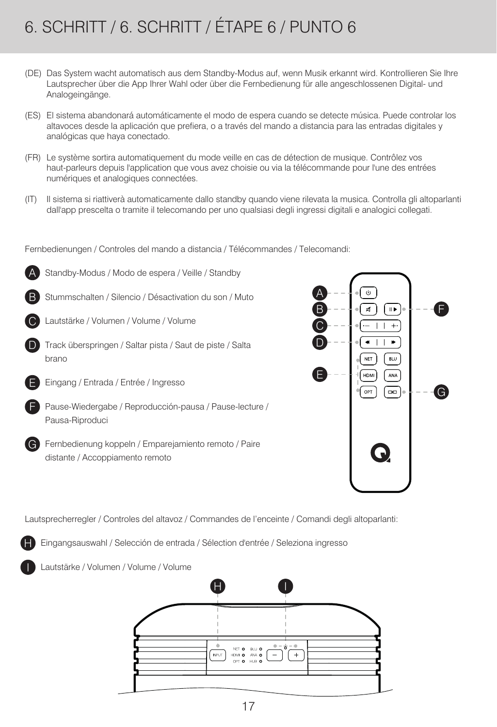# 6. SCHRITT / 6. SCHRITT / ÉTAPE 6 / PUNTO 6

(DE) Das System wacht automatisch aus dem Standby-Modus auf, wenn Musik erkannt wird. Kontrollieren Sie Ihre Lautsprecher über die App Ihrer Wahl oder über die Fernbedienung für alle angeschlossenen Digital- und Analogeingänge.

(ES) El sistema abandonará automáticamente el modo de espera cuando se detecte música. Puede controlar los altavoces desde la aplicación que prefiera, o a través del mando a distancia para las entradas digitales y analógicas que haya conectado.

(FR) Le système sortira automatiquement du mode veille en cas de détection de musique. Contrôlez vos haut-parleurs depuis l'application que vous avez choisie ou via la télécommande pour l'une des entrées numériques et analogiques connectées.

(IT) Il sistema si riattiverà automaticamente dallo standby quando viene rilevata la musica. Controlla gli altoparlanti dall'app prescelta o tramite il telecomando per uno qualsiasi degli ingressi digitali e analogici collegati.

Fernbedienungen / Controles del mando a distancia / Télécommandes / Telecomandi:

- **A** Standby-Modus / Modo de espera / Veille / Standby
- **B** Stummschalten / Silencio / Désactivation du son / Muto
- **C** Lautstärke / Volumen / Volume / Volume
- **D** Track überspringen / Saltar pista / Saut de piste / Salta brano
- **E** Eingang / Entrada / Entrée / Ingresso
- **F** Pause-Wiedergabe / Reproducción-pausa / Pause-lecture / Pausa-Riproduci
- **G** Fernbedienung koppeln / Emparejamiento remoto / Paire distante / Accoppiamento remoto

Lautsprecherregler / Controles del altavoz / Commandes de l'enceinte / Comandi degli altoparlanti:

- **H** Eingangsauswahl / Selección de entrada / Sélection d'entrée / Seleziona ingresso
- **I** Lautstärke / Volumen / Volume / Volume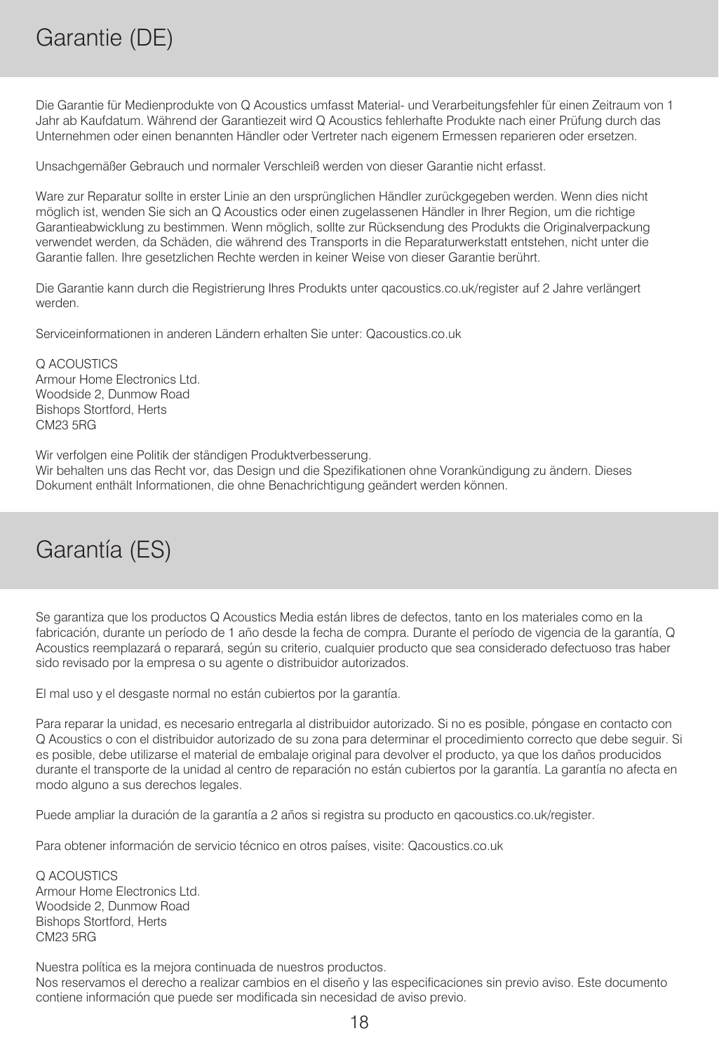# Garantie (DE)

Die Garantie für Medienprodukte von Q Acoustics umfasst Material- und Verarbeitungsfehler für einen Zeitraum von 1 Jahr ab Kaufdatum. Während der Garantiezeit wird Q Acoustics fehlerhafte Produkte nach einer Prüfung durch das Unternehmen oder einen benannten Händler oder Vertreter nach eigenem Ermessen reparieren oder ersetzen.

Unsachgemäßer Gebrauch und normaler Verschleiß werden von dieser Garantie nicht erfasst.

Ware zur Reparatur sollte in erster Linie an den ursprünglichen Händler zurückgegeben werden. Wenn dies nicht möglich ist, wenden Sie sich an Q Acoustics oder einen zugelassenen Händler in Ihrer Region, um die richtige Garantieabwicklung zu bestimmen. Wenn möglich, sollte zur Rücksendung des Produkts die Originalverpackung verwendet werden, da Schäden, die während des Transports in die Reparaturwerkstatt entstehen, nicht unter die Garantie fallen. Ihre gesetzlichen Rechte werden in keiner Weise von dieser Garantie berührt.

Die Garantie kann durch die Registrierung Ihres Produkts unter qacoustics.co.uk/register auf 2 Jahre verlängert werden.

Serviceinformationen in anderen Ländern erhalten Sie unter: Qacoustics.co.uk

Q ACOUSTICS
Armour Home Electronics Ltd.
Woodside 2, Dunmow Road
Bishops Stortford, Herts
CM23 5RG

Wir verfolgen eine Politik der ständigen Produktverbesserung.
Wir behalten uns das Recht vor, das Design und die Spezifikationen ohne Vorankündigung zu ändern. Dieses Dokument enthält Informationen, die ohne Benachrichtigung geändert werden können.

# Garantía (ES)

Se garantiza que los productos Q Acoustics Media están libres de defectos, tanto en los materiales como en la fabricación, durante un período de 1 año desde la fecha de compra. Durante el período de vigencia de la garantía, Q Acoustics reemplazará o reparará, según su criterio, cualquier producto que sea considerado defectuoso tras haber sido revisado por la empresa o su agente o distribuidor autorizados.

El mal uso y el desgaste normal no están cubiertos por la garantía.

Para reparar la unidad, es necesario entregarla al distribuidor autorizado. Si no es posible, póngase en contacto con Q Acoustics o con el distribuidor autorizado de su zona para determinar el procedimiento correcto que debe seguir. Si es posible, debe utilizarse el material de embalaje original para devolver el producto, ya que los daños producidos durante el transporte de la unidad al centro de reparación no están cubiertos por la garantía. La garantía no afecta en modo alguno a sus derechos legales.

Puede ampliar la duración de la garantía a 2 años si registra su producto en qacoustics.co.uk/register.

Para obtener información de servicio técnico en otros países, visite: Qacoustics.co.uk

Q ACOUSTICS
Armour Home Electronics Ltd.
Woodside 2, Dunmow Road
Bishops Stortford, Herts
CM23 5RG

Nuestra política es la mejora continuada de nuestros productos.
Nos reservamos el derecho a realizar cambios en el diseño y las especificaciones sin previo aviso. Este documento contiene información que puede ser modificada sin necesidad de aviso previo.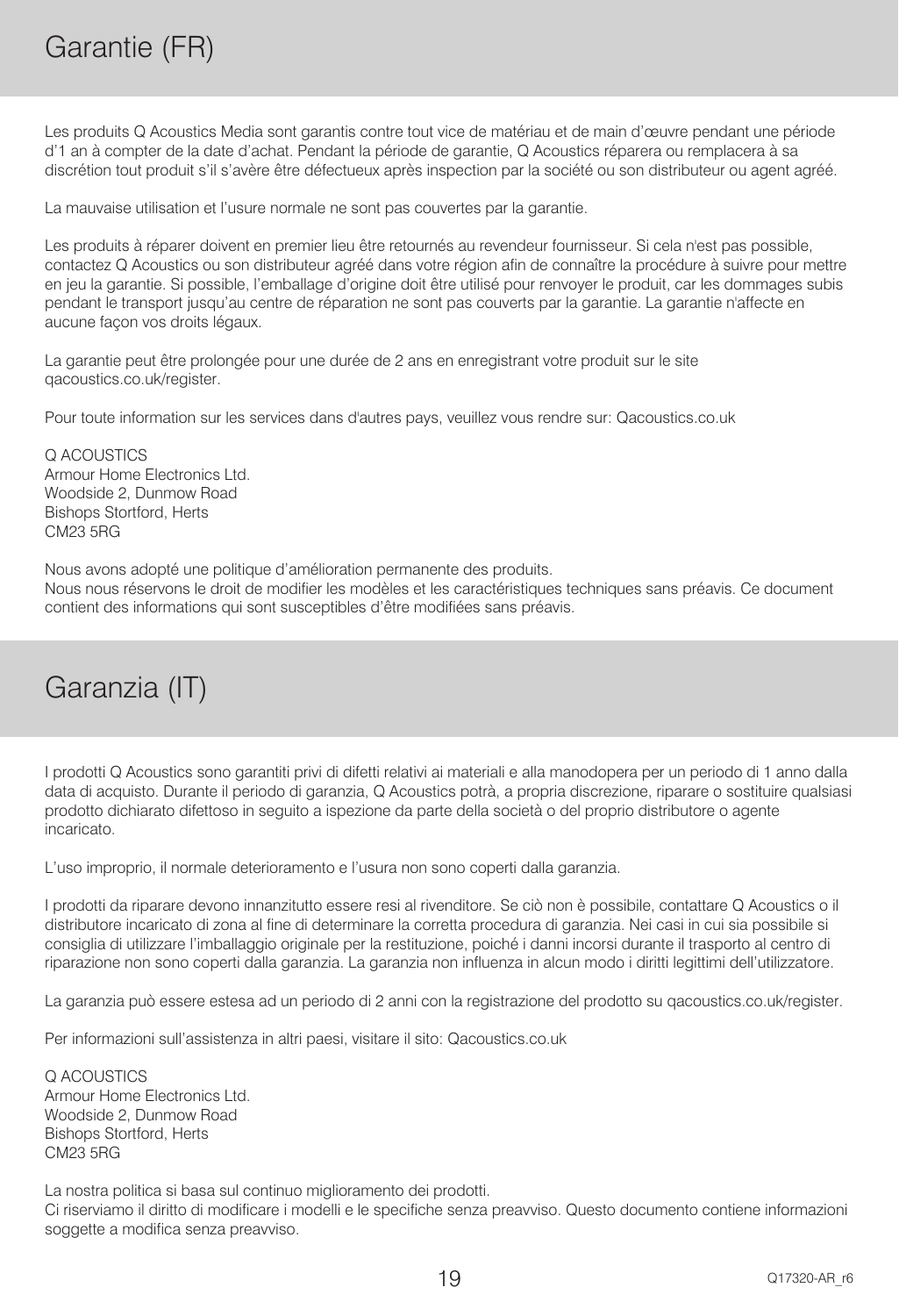# Garantie (FR)

Les produits Q Acoustics Media sont garantis contre tout vice de matériau et de main d'œuvre pendant une période d'1 an à compter de la date d'achat. Pendant la période de garantie, Q Acoustics réparera ou remplacera à sa discrétion tout produit s'il s'avère être défectueux après inspection par la société ou son distributeur ou agent agréé.

La mauvaise utilisation et l'usure normale ne sont pas couvertes par la garantie.

Les produits à réparer doivent en premier lieu être retournés au revendeur fournisseur. Si cela n'est pas possible, contactez Q Acoustics ou son distributeur agréé dans votre région afin de connaître la procédure à suivre pour mettre en jeu la garantie. Si possible, l'emballage d'origine doit être utilisé pour renvoyer le produit, car les dommages subis pendant le transport jusqu'au centre de réparation ne sont pas couverts par la garantie. La garantie n'affecte en aucune façon vos droits légaux.

La garantie peut être prolongée pour une durée de 2 ans en enregistrant votre produit sur le site qacoustics.co.uk/register.

Pour toute information sur les services dans d'autres pays, veuillez vous rendre sur: Qacoustics.co.uk

Q ACOUSTICS
Armour Home Electronics Ltd.
Woodside 2, Dunmow Road
Bishops Stortford, Herts
CM23 5RG

Nous avons adopté une politique d'amélioration permanente des produits.
Nous nous réservons le droit de modifier les modèles et les caractéristiques techniques sans préavis. Ce document contient des informations qui sont susceptibles d'être modifiées sans préavis.

# Garanzia (IT)

I prodotti Q Acoustics sono garantiti privi di difetti relativi ai materiali e alla manodopera per un periodo di 1 anno dalla data di acquisto. Durante il periodo di garanzia, Q Acoustics potrà, a propria discrezione, riparare o sostituire qualsiasi prodotto dichiarato difettoso in seguito a ispezione da parte della società o del proprio distributore o agente incaricato.

L'uso improprio, il normale deterioramento e l'usura non sono coperti dalla garanzia.

I prodotti da riparare devono innanzitutto essere resi al rivenditore. Se ciò non è possibile, contattare Q Acoustics o il distributore incaricato di zona al fine di determinare la corretta procedura di garanzia. Nei casi in cui sia possibile si consiglia di utilizzare l'imballaggio originale per la restituzione, poiché i danni incorsi durante il trasporto al centro di riparazione non sono coperti dalla garanzia. La garanzia non influenza in alcun modo i diritti legittimi dell'utilizzatore.

La garanzia può essere estesa ad un periodo di 2 anni con la registrazione del prodotto su qacoustics.co.uk/register.

Per informazioni sull'assistenza in altri paesi, visitare il sito: Qacoustics.co.uk

Q ACOUSTICS
Armour Home Electronics Ltd.
Woodside 2, Dunmow Road
Bishops Stortford, Herts
CM23 5RG

La nostra politica si basa sul continuo miglioramento dei prodotti.
Ci riserviamo il diritto di modificare i modelli e le specifiche senza preavviso. Questo documento contiene informazioni soggette a modifica senza preavviso.

Q17320-AR_r6